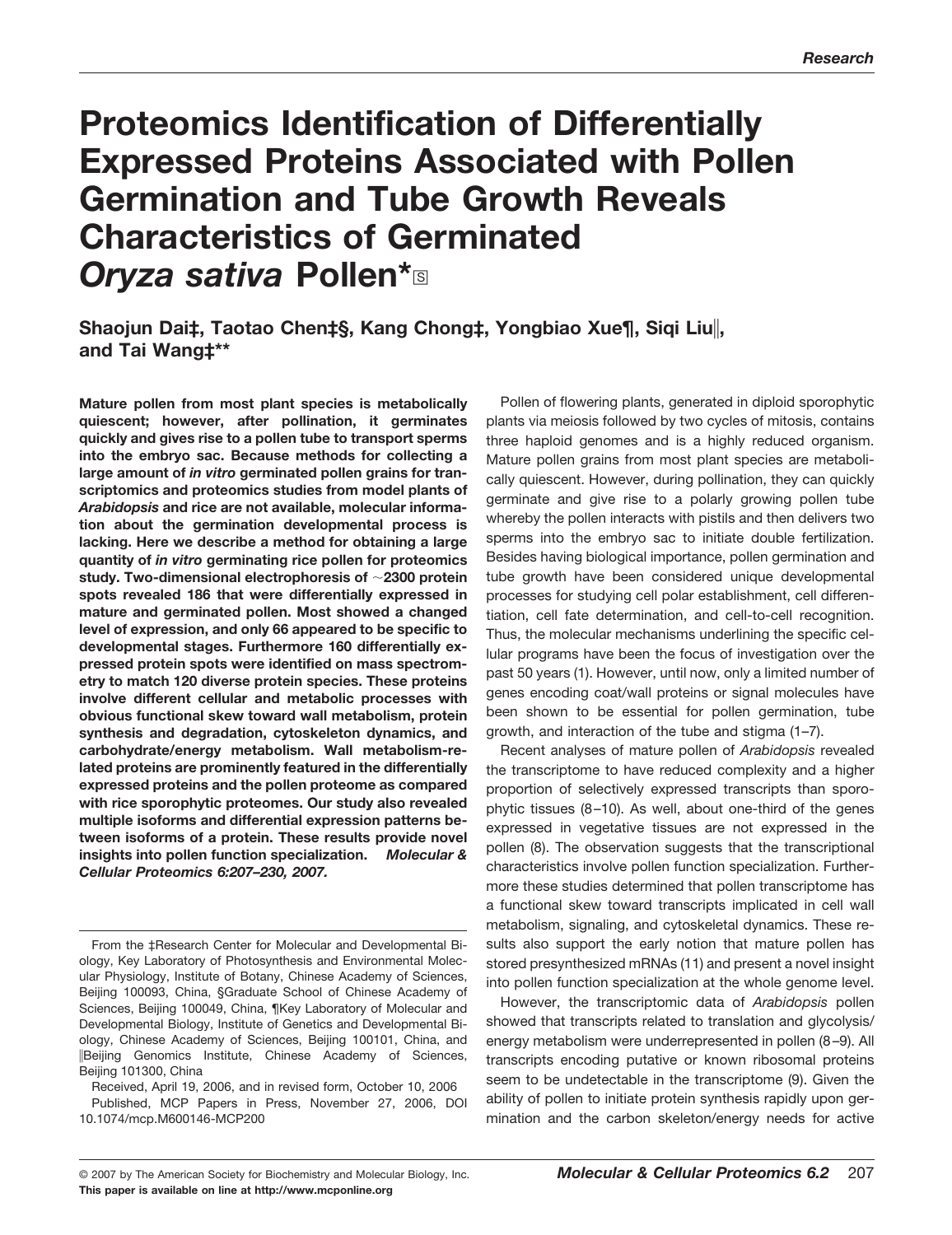# Proteomics Identification of Differentially Expressed Proteins Associated with Pollen Germination and Tube Growth Reveals Characteristics of Germinated *Oryza sativa* Pollen*

**Shaojun Dai‡, Taotao Chen‡§, Kang Chong‡, Yongbiao Xue¶, Siqi Liu‖, and Tai Wang‡**\*\***

**Mature pollen from most plant species is metabolically quiescent; however, after pollination, it germinates quickly and gives rise to a pollen tube to transport sperms into the embryo sac. Because methods for collecting a large amount of *in vitro* germinated pollen grains for transcriptomics and proteomics studies from model plants of *Arabidopsis* and rice are not available, molecular information about the germination developmental process is lacking. Here we describe a method for obtaining a large quantity of *in vitro* germinating rice pollen for proteomics study. Two-dimensional electrophoresis of ~2300 protein spots revealed 186 that were differentially expressed in mature and germinated pollen. Most showed a changed level of expression, and only 66 appeared to be specific to developmental stages. Furthermore 160 differentially expressed protein spots were identified on mass spectrometry to match 120 diverse protein species. These proteins involve different cellular and metabolic processes with obvious functional skew toward wall metabolism, protein synthesis and degradation, cytoskeleton dynamics, and carbohydrate/energy metabolism. Wall metabolism-related proteins are prominently featured in the differentially expressed proteins and the pollen proteome as compared with rice sporophytic proteomes. Our study also revealed multiple isoforms and differential expression patterns between isoforms of a protein. These results provide novel insights into pollen function specialization.** ***Molecular & Cellular Proteomics 6:207–230, 2007.***

From the ‡Research Center for Molecular and Developmental Biology, Key Laboratory of Photosynthesis and Environmental Molecular Physiology, Institute of Botany, Chinese Academy of Sciences, Beijing 100093, China, §Graduate School of Chinese Academy of Sciences, Beijing 100049, China, ¶Key Laboratory of Molecular and Developmental Biology, Institute of Genetics and Developmental Biology, Chinese Academy of Sciences, Beijing 100101, China, and ‖Beijing Genomics Institute, Chinese Academy of Sciences, Beijing 101300, China

Received, April 19, 2006, and in revised form, October 10, 2006

Published, MCP Papers in Press, November 27, 2006, DOI 10.1074/mcp.M600146-MCP200

Pollen of flowering plants, generated in diploid sporophytic plants via meiosis followed by two cycles of mitosis, contains three haploid genomes and is a highly reduced organism. Mature pollen grains from most plant species are metabolically quiescent. However, during pollination, they can quickly germinate and give rise to a polarly growing pollen tube whereby the pollen interacts with pistils and then delivers two sperms into the embryo sac to initiate double fertilization. Besides having biological importance, pollen germination and tube growth have been considered unique developmental processes for studying cell polar establishment, cell differentiation, cell fate determination, and cell-to-cell recognition. Thus, the molecular mechanisms underlining the specific cellular programs have been the focus of investigation over the past 50 years (1). However, until now, only a limited number of genes encoding coat/wall proteins or signal molecules have been shown to be essential for pollen germination, tube growth, and interaction of the tube and stigma (1–7).

Recent analyses of mature pollen of *Arabidopsis* revealed the transcriptome to have reduced complexity and a higher proportion of selectively expressed transcripts than sporophytic tissues (8–10). As well, about one-third of the genes expressed in vegetative tissues are not expressed in the pollen (8). The observation suggests that the transcriptional characteristics involve pollen function specialization. Furthermore these studies determined that pollen transcriptome has a functional skew toward transcripts implicated in cell wall metabolism, signaling, and cytoskeletal dynamics. These results also support the early notion that mature pollen has stored presynthesized mRNAs (11) and present a novel insight into pollen function specialization at the whole genome level.

However, the transcriptomic data of *Arabidopsis* pollen showed that transcripts related to translation and glycolysis/energy metabolism were underrepresented in pollen (8–9). All transcripts encoding putative or known ribosomal proteins seem to be undetectable in the transcriptome (9). Given the ability of pollen to initiate protein synthesis rapidly upon germination and the carbon skeleton/energy needs for active

© 2007 by The American Society for Biochemistry and Molecular Biology, Inc.
**This paper is available on line at http://www.mcponline.org**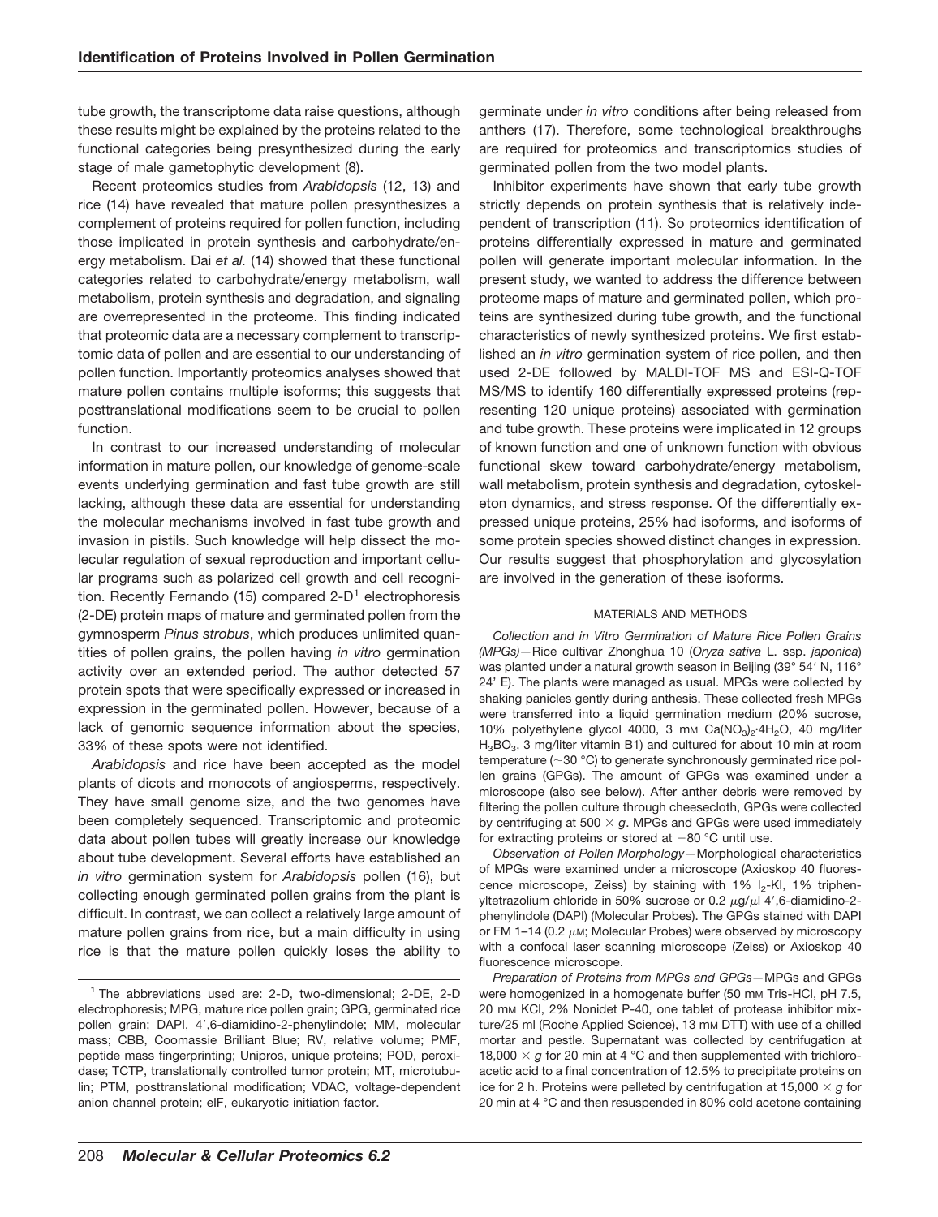tube growth, the transcriptome data raise questions, although these results might be explained by the proteins related to the functional categories being presynthesized during the early stage of male gametophytic development (8).

Recent proteomics studies from *Arabidopsis* (12, 13) and rice (14) have revealed that mature pollen presynthesizes a complement of proteins required for pollen function, including those implicated in protein synthesis and carbohydrate/energy metabolism. Dai *et al.* (14) showed that these functional categories related to carbohydrate/energy metabolism, wall metabolism, protein synthesis and degradation, and signaling are overrepresented in the proteome. This finding indicated that proteomic data are a necessary complement to transcriptomic data of pollen and are essential to our understanding of pollen function. Importantly proteomics analyses showed that mature pollen contains multiple isoforms; this suggests that posttranslational modifications seem to be crucial to pollen function.

In contrast to our increased understanding of molecular information in mature pollen, our knowledge of genome-scale events underlying germination and fast tube growth are still lacking, although these data are essential for understanding the molecular mechanisms involved in fast tube growth and invasion in pistils. Such knowledge will help dissect the molecular regulation of sexual reproduction and important cellular programs such as polarized cell growth and cell recognition. Recently Fernando (15) compared 2-D[1] electrophoresis (2-DE) protein maps of mature and germinated pollen from the gymnosperm *Pinus strobus*, which produces unlimited quantities of pollen grains, the pollen having *in vitro* germination activity over an extended period. The author detected 57 protein spots that were specifically expressed or increased in expression in the germinated pollen. However, because of a lack of genomic sequence information about the species, 33% of these spots were not identified.

*Arabidopsis* and rice have been accepted as the model plants of dicots and monocots of angiosperms, respectively. They have small genome size, and the two genomes have been completely sequenced. Transcriptomic and proteomic data about pollen tubes will greatly increase our knowledge about tube development. Several efforts have established an *in vitro* germination system for *Arabidopsis* pollen (16), but collecting enough germinated pollen grains from the plant is difficult. In contrast, we can collect a relatively large amount of mature pollen grains from rice, but a main difficulty in using rice is that the mature pollen quickly loses the ability to germinate under *in vitro* conditions after being released from anthers (17). Therefore, some technological breakthroughs are required for proteomics and transcriptomics studies of germinated pollen from the two model plants.

Inhibitor experiments have shown that early tube growth strictly depends on protein synthesis that is relatively independent of transcription (11). So proteomics identification of proteins differentially expressed in mature and germinated pollen will generate important molecular information. In the present study, we wanted to address the difference between proteome maps of mature and germinated pollen, which proteins are synthesized during tube growth, and the functional characteristics of newly synthesized proteins. We first established an *in vitro* germination system of rice pollen, and then used 2-DE followed by MALDI-TOF MS and ESI-Q-TOF MS/MS to identify 160 differentially expressed proteins (representing 120 unique proteins) associated with germination and tube growth. These proteins were implicated in 12 groups of known function and one of unknown function with obvious functional skew toward carbohydrate/energy metabolism, wall metabolism, protein synthesis and degradation, cytoskeleton dynamics, and stress response. Of the differentially expressed unique proteins, 25% had isoforms, and isoforms of some protein species showed distinct changes in expression. Our results suggest that phosphorylation and glycosylation are involved in the generation of these isoforms.

## MATERIALS AND METHODS

*Collection and in Vitro Germination of Mature Rice Pollen Grains (MPGs)*—Rice cultivar Zhonghua 10 (*Oryza sativa* L. ssp. *japonica*) was planted under a natural growth season in Beijing (39° 54′ N, 116° 24′ E). The plants were managed as usual. MPGs were collected by shaking panicles gently during anthesis. These collected fresh MPGs were transferred into a liquid germination medium (20% sucrose, 10% polyethylene glycol 4000, 3 mM $Ca(NO_3)_2{\cdot}4H_2O$, 40 mg/liter $H_3BO_3$, 3 mg/liter vitamin B1) and cultured for about 10 min at room temperature (~30 °C) to generate synchronously germinated rice pollen grains (GPGs). The amount of GPGs was examined under a microscope (also see below). After anther debris were removed by filtering the pollen culture through cheesecloth, GPGs were collected by centrifuging at 500 × *g*. MPGs and GPGs were used immediately for extracting proteins or stored at −80 °C until use.

*Observation of Pollen Morphology*—Morphological characteristics of MPGs were examined under a microscope (Axioskop 40 fluorescence microscope, Zeiss) by staining with 1% $I_2$-KI, 1% triphenyltetrazolium chloride in 50% sucrose or 0.2 $\mu$g/$\mu$l 4′,6-diamidino-2-phenylindole (DAPI) (Molecular Probes). The GPGs stained with DAPI or FM 1–14 (0.2 $\mu$M; Molecular Probes) were observed by microscopy with a confocal laser scanning microscope (Zeiss) or Axioskop 40 fluorescence microscope.

*Preparation of Proteins from MPGs and GPGs*—MPGs and GPGs were homogenized in a homogenate buffer (50 mM Tris-HCl, pH 7.5, 20 mM KCl, 2% Nonidet P-40, one tablet of protease inhibitor mixture/25 ml (Roche Applied Science), 13 mM DTT) with use of a chilled mortar and pestle. Supernatant was collected by centrifugation at 18,000 × *g* for 20 min at 4 °C and then supplemented with trichloroacetic acid to a final concentration of 12.5% to precipitate proteins on ice for 2 h. Proteins were pelleted by centrifugation at 15,000 × *g* for 20 min at 4 °C and then resuspended in 80% cold acetone containing

[1] The abbreviations used are: 2-D, two-dimensional; 2-DE, 2-D electrophoresis; MPG, mature rice pollen grain; GPG, germinated rice pollen grain; DAPI, 4′,6-diamidino-2-phenylindole; MM, molecular mass; CBB, Coomassie Brilliant Blue; RV, relative volume; PMF, peptide mass fingerprinting; Unipros, unique proteins; POD, peroxidase; TCTP, translationally controlled tumor protein; MT, microtubulin; PTM, posttranslational modification; VDAC, voltage-dependent anion channel protein; eIF, eukaryotic initiation factor.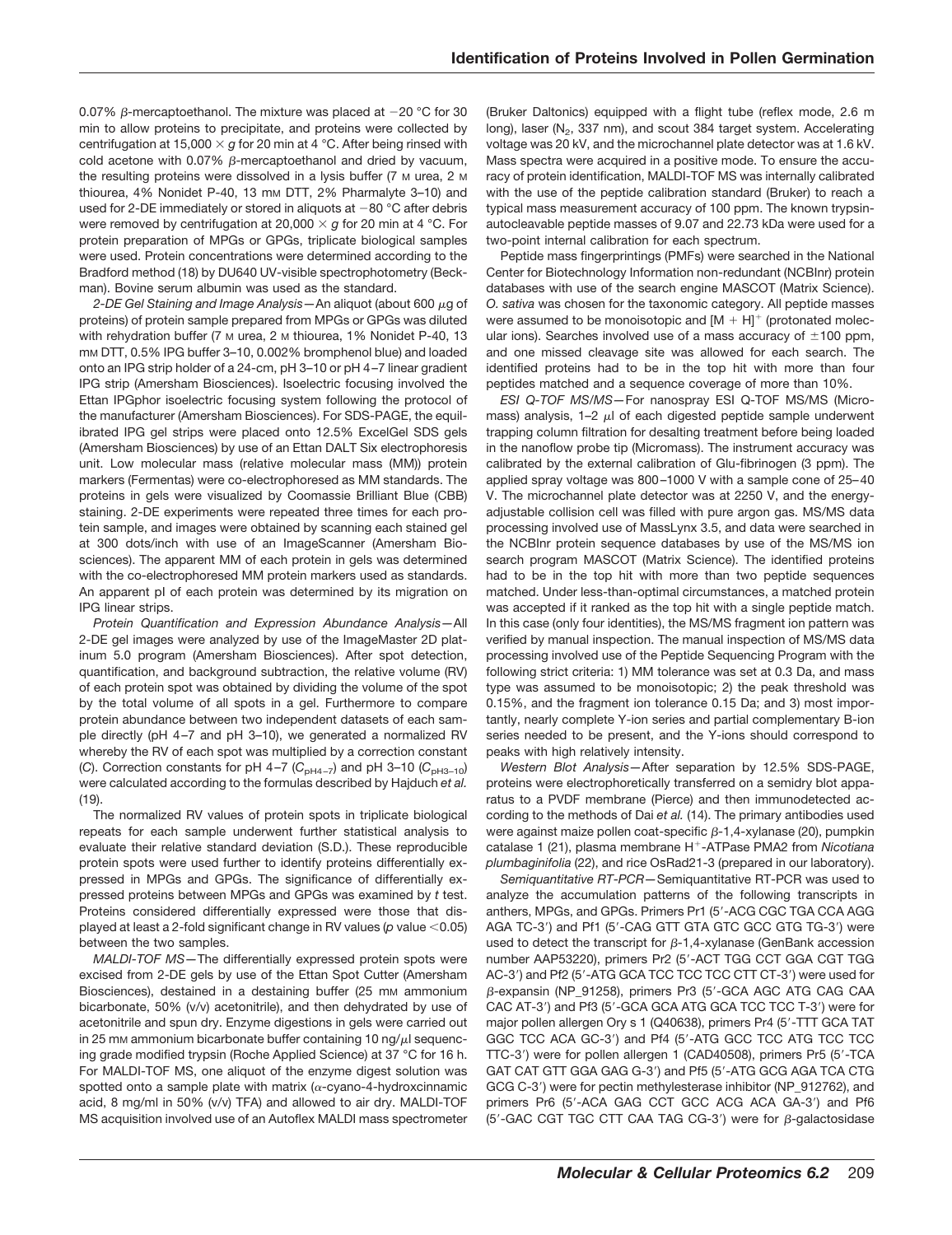0.07% β-mercaptoethanol. The mixture was placed at −20 °C for 30 min to allow proteins to precipitate, and proteins were collected by centrifugation at 15,000 × *g* for 20 min at 4 °C. After being rinsed with cold acetone with 0.07% β-mercaptoethanol and dried by vacuum, the resulting proteins were dissolved in a lysis buffer (7 M urea, 2 M thiourea, 4% Nonidet P-40, 13 mM DTT, 2% Pharmalyte 3–10) and used for 2-DE immediately or stored in aliquots at −80 °C after debris were removed by centrifugation at 20,000 × *g* for 20 min at 4 °C. For protein preparation of MPGs or GPGs, triplicate biological samples were used. Protein concentrations were determined according to the Bradford method (18) by DU640 UV-visible spectrophotometry (Beckman). Bovine serum albumin was used as the standard.

*2-DE Gel Staining and Image Analysis*—An aliquot (about 600 μg of proteins) of protein sample prepared from MPGs or GPGs was diluted with rehydration buffer (7 M urea, 2 M thiourea, 1% Nonidet P-40, 13 mM DTT, 0.5% IPG buffer 3–10, 0.002% bromphenol blue) and loaded onto an IPG strip holder of a 24-cm, pH 3–10 or pH 4–7 linear gradient IPG strip (Amersham Biosciences). Isoelectric focusing involved the Ettan IPGphor isoelectric focusing system following the protocol of the manufacturer (Amersham Biosciences). For SDS-PAGE, the equilibrated IPG gel strips were placed onto 12.5% ExcelGel SDS gels (Amersham Biosciences) by use of an Ettan DALT Six electrophoresis unit. Low molecular mass (relative molecular mass (MM)) protein markers (Fermentas) were co-electrophoresed as MM standards. The proteins in gels were visualized by Coomassie Brilliant Blue (CBB) staining. 2-DE experiments were repeated three times for each protein sample, and images were obtained by scanning each stained gel at 300 dots/inch with use of an ImageScanner (Amersham Biosciences). The apparent MM of each protein in gels was determined with the co-electrophoresed MM protein markers used as standards. An apparent pI of each protein was determined by its migration on IPG linear strips.

*Protein Quantification and Expression Abundance Analysis*—All 2-DE gel images were analyzed by use of the ImageMaster 2D platinum 5.0 program (Amersham Biosciences). After spot detection, quantification, and background subtraction, the relative volume (RV) of each protein spot was obtained by dividing the volume of the spot by the total volume of all spots in a gel. Furthermore to compare protein abundance between two independent datasets of each sample directly (pH 4–7 and pH 3–10), we generated a normalized RV whereby the RV of each spot was multiplied by a correction constant ($C$). Correction constants for pH 4–7 ($C_{pH4-7}$) and pH 3–10 ($C_{pH3-10}$) were calculated according to the formulas described by Hajduch *et al.* (19).

The normalized RV values of protein spots in triplicate biological repeats for each sample underwent further statistical analysis to evaluate their relative standard deviation (S.D.). These reproducible protein spots were used further to identify proteins differentially expressed in MPGs and GPGs. The significance of differentially expressed proteins between MPGs and GPGs was examined by *t* test. Proteins considered differentially expressed were those that displayed at least a 2-fold significant change in RV values ($p$ value $<0.05$) between the two samples.

*MALDI-TOF MS*—The differentially expressed protein spots were excised from 2-DE gels by use of the Ettan Spot Cutter (Amersham Biosciences), destained in a destaining buffer (25 mM ammonium bicarbonate, 50% (v/v) acetonitrile), and then dehydrated by use of acetonitrile and spun dry. Enzyme digestions in gels were carried out in 25 mM ammonium bicarbonate buffer containing 10 ng/μl sequencing grade modified trypsin (Roche Applied Science) at 37 °C for 16 h. For MALDI-TOF MS, one aliquot of the enzyme digest solution was spotted onto a sample plate with matrix (α-cyano-4-hydroxicinnamic acid, 8 mg/ml in 50% (v/v) TFA) and allowed to air dry. MALDI-TOF MS acquisition involved use of an Autoflex MALDI mass spectrometer (Bruker Daltonics) equipped with a flight tube (reflex mode, 2.6 m long), laser ($N_2$, 337 nm), and scout 384 target system. Accelerating voltage was 20 kV, and the microchannel plate detector was at 1.6 kV. Mass spectra were acquired in a positive mode. To ensure the accuracy of protein identification, MALDI-TOF MS was internally calibrated with the use of the peptide calibration standard (Bruker) to reach a typical mass measurement accuracy of 100 ppm. The known trypsin-autocleavable peptide masses of 9.07 and 22.73 kDa were used for a two-point internal calibration for each spectrum.

Peptide mass fingerprintings (PMFs) were searched in the National Center for Biotechnology Information non-redundant (NCBInr) protein databases with use of the search engine MASCOT (Matrix Science). *O. sativa* was chosen for the taxonomic category. All peptide masses were assumed to be monoisotopic and $[M + H]^+$ (protonated molecular ions). Searches involved use of a mass accuracy of ±100 ppm, and one missed cleavage site was allowed for each search. The identified proteins had to be in the top hit with more than four peptides matched and a sequence coverage of more than 10%.

*ESI Q-TOF MS/MS*—For nanospray ESI Q-TOF MS/MS (Micromass) analysis, 1–2 μl of each digested peptide sample underwent trapping column filtration for desalting treatment before being loaded in the nanoflow probe tip (Micromass). The instrument accuracy was calibrated by the external calibration of Glu-fibrinogen (3 ppm). The applied spray voltage was 800–1000 V with a sample cone of 25–40 V. The microchannel plate detector was at 2250 V, and the energy-adjustable collision cell was filled with pure argon gas. MS/MS data processing involved use of MassLynx 3.5, and data were searched in the NCBInr protein sequence databases by use of the MS/MS ion search program MASCOT (Matrix Science). The identified proteins had to be in the top hit with more than two peptide sequences matched. Under less-than-optimal circumstances, a matched protein was accepted if it ranked as the top hit with a single peptide match. In this case (only four identities), the MS/MS fragment ion pattern was verified by manual inspection. The manual inspection of MS/MS data processing involved use of the Peptide Sequencing Program with the following strict criteria: 1) MM tolerance was set at 0.3 Da, and mass type was assumed to be monoisotopic; 2) the peak threshold was 0.15%, and the fragment ion tolerance 0.15 Da; and 3) most importantly, nearly complete Y-ion series and partial complementary B-ion series needed to be present, and the Y-ions should correspond to peaks with high relatively intensity.

*Western Blot Analysis*—After separation by 12.5% SDS-PAGE, proteins were electrophoretically transferred on a semidry blot apparatus to a PVDF membrane (Pierce) and then immunodetected according to the methods of Dai *et al.* (14). The primary antibodies used were against maize pollen coat-specific β-1,4-xylanase (20), pumpkin catalase 1 (21), plasma membrane $H^+$-ATPase PMA2 from *Nicotiana plumbaginifolia* (22), and rice OsRad21-3 (prepared in our laboratory).

*Semiquantitative RT-PCR*—Semiquantitative RT-PCR was used to analyze the accumulation patterns of the following transcripts in anthers, MPGs, and GPGs. Primers Pr1 (5′-ACG CGC TGA CCA AGG AGA TC-3′) and Pf1 (5′-CAG GTT GTA GTC GCC GTG TG-3′) were used to detect the transcript for β-1,4-xylanase (GenBank accession number AAP53220), primers Pr2 (5′-ACT TGG CCT GGA CGT TGG AC-3′) and Pf2 (5′-ATG GCA TCC TCC TCC CTT CT-3′) were used for β-expansin (NP_91258), primers Pr3 (5′-GCA AGC ATG CAG CAA CAC AT-3′) and Pf3 (5′-GCA GCA ATG GCA TCC TCC T-3′) were for major pollen allergen Ory s 1 (Q40638), primers Pr4 (5′-TTT GCA TAT GGC TCC ACA GC-3′) and Pf4 (5′-ATG GCC TCC ATG TCC TCC TTC-3′) were for pollen allergen 1 (CAD40508), primers Pr5 (5′-TCA GAT CAT GTT GGA GAG G-3′) and Pf5 (5′-ATG GCG AGA TCA CTG GCG C-3′) were for pectin methylesterase inhibitor (NP_912762), and primers Pr6 (5′-ACA GAG CCT GCC ACG ACA GA-3′) and Pf6 (5′-GAC CGT TGC CTT CAA TAG CG-3′) were for β-galactosidase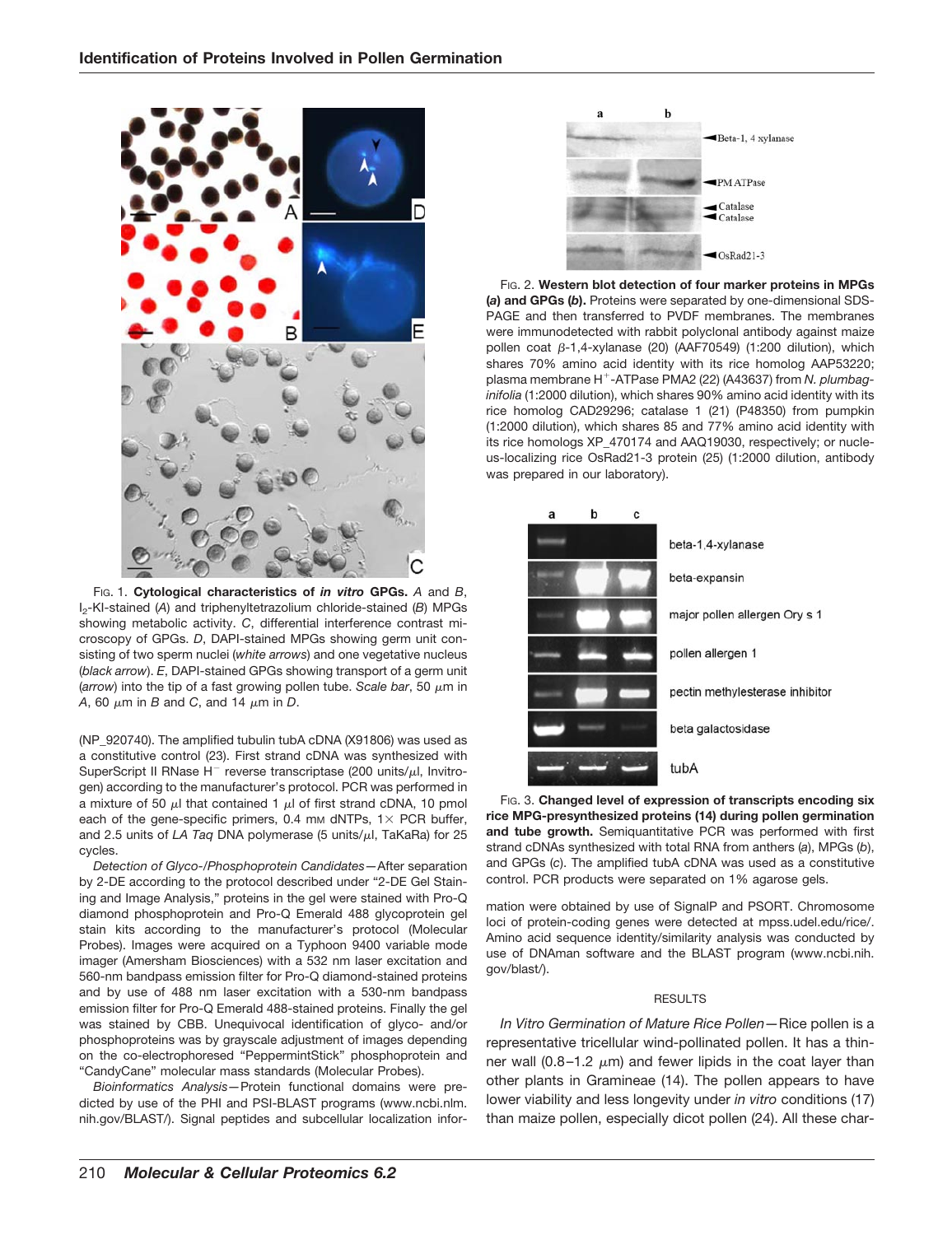FIG. 1. **Cytological characteristics of *in vitro* GPGs.** *A* and *B*, $I_2$-KI-stained (*A*) and triphenyltetrazolium chloride-stained (*B*) MPGs showing metabolic activity. *C*, differential interference contrast microscopy of GPGs. *D*, DAPI-stained MPGs showing germ unit consisting of two sperm nuclei (*white arrows*) and one vegetative nucleus (*black arrow*). *E*, DAPI-stained GPGs showing transport of a germ unit (*arrow*) into the tip of a fast growing pollen tube. *Scale bar*, 50 μm in *A*, 60 μm in *B* and *C*, and 14 μm in *D*.

(NP_920740). The amplified tubulin tubA cDNA (X91806) was used as a constitutive control (23). First strand cDNA was synthesized with SuperScript II RNase $H^-$ reverse transcriptase (200 units/μl, Invitrogen) according to the manufacturer's protocol. PCR was performed in a mixture of 50 μl that contained 1 μl of first strand cDNA, 10 pmol each of the gene-specific primers, 0.4 mM dNTPs, 1× PCR buffer, and 2.5 units of *LA Taq* DNA polymerase (5 units/μl, TaKaRa) for 25 cycles.

*Detection of Glyco-/Phosphoprotein Candidates*—After separation by 2-DE according to the protocol described under "2-DE Gel Staining and Image Analysis," proteins in the gel were stained with Pro-Q diamond phosphoprotein and Pro-Q Emerald 488 glycoprotein gel stain kits according to the manufacturer's protocol (Molecular Probes). Images were acquired on a Typhoon 9400 variable mode imager (Amersham Biosciences) with a 532 nm laser excitation and 560-nm bandpass emission filter for Pro-Q diamond-stained proteins and by use of 488 nm laser excitation with a 530-nm bandpass emission filter for Pro-Q Emerald 488-stained proteins. Finally the gel was stained by CBB. Unequivocal identification of glyco- and/or phosphoproteins was by grayscale adjustment of images depending on the co-electrophoresed "PeppermintStick" phosphoprotein and "CandyCane" molecular mass standards (Molecular Probes).

*Bioinformatics Analysis*—Protein functional domains were predicted by use of the PHI and PSI-BLAST programs (www.ncbi.nlm.nih.gov/BLAST/). Signal peptides and subcellular localization information were obtained by use of SignalP and PSORT. Chromosome loci of protein-coding genes were detected at mpss.udel.edu/rice/. Amino acid sequence identity/similarity analysis was conducted by use of DNAman software and the BLAST program (www.ncbi.nih.gov/blast/).

FIG. 2. **Western blot detection of four marker proteins in MPGs (*a*) and GPGs (*b*).** Proteins were separated by one-dimensional SDS-PAGE and then transferred to PVDF membranes. The membranes were immunodetected with rabbit polyclonal antibody against maize pollen coat β-1,4-xylanase (20) (AAF70549) (1:200 dilution), which shares 70% amino acid identity with its rice homolog AAP53220; plasma membrane $H^+$-ATPase PMA2 (22) (A43637) from *N. plumbaginifolia* (1:2000 dilution), which shares 90% amino acid identity with its rice homolog CAD29296; catalase 1 (21) (P48350) from pumpkin (1:2000 dilution), which shares 85 and 77% amino acid identity with its rice homologs XP_470174 and AAQ19030, respectively; or nucleus-localizing rice OsRad21-3 protein (25) (1:2000 dilution, antibody was prepared in our laboratory).

FIG. 3. **Changed level of expression of transcripts encoding six rice MPG-presynthesized proteins (14) during pollen germination and tube growth.** Semiquantitative PCR was performed with first strand cDNAs synthesized with total RNA from anthers (*a*), MPGs (*b*), and GPGs (*c*). The amplified tubA cDNA was used as a constitutive control. PCR products were separated on 1% agarose gels.

## RESULTS

*In Vitro Germination of Mature Rice Pollen*—Rice pollen is a representative tricellular wind-pollinated pollen. It has a thinner wall (0.8–1.2 μm) and fewer lipids in the coat layer than other plants in Gramineae (14). The pollen appears to have lower viability and less longevity under *in vitro* conditions (17) than maize pollen, especially dicot pollen (24). All these char-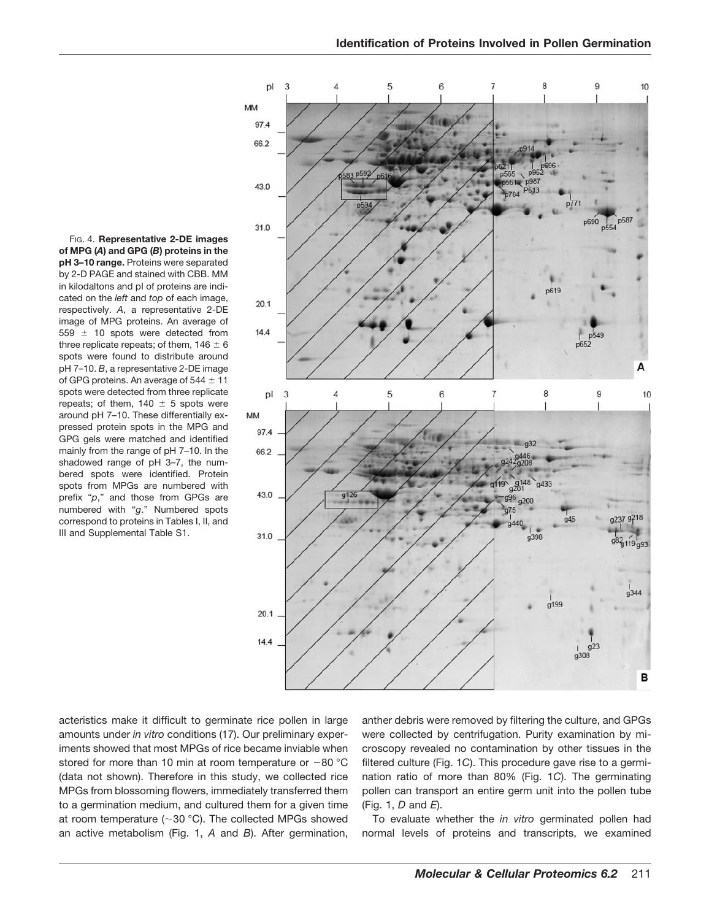FIG. 4. **Representative 2-DE images of MPG (*A*) and GPG (*B*) proteins in the pH 3–10 range.** Proteins were separated by 2-D PAGE and stained with CBB. MM in kilodaltons and pI of proteins are indicated on the *left* and *top* of each image, respectively. *A*, a representative 2-DE image of MPG proteins. An average of 559 ± 10 spots were detected from three replicate repeats; of them, 146 ± 6 spots were found to distribute around pH 7–10. *B*, a representative 2-DE image of GPG proteins. An average of 544 ± 11 spots were detected from three replicate repeats; of them, 140 ± 5 spots were around pH 7–10. These differentially expressed protein spots in the MPG and GPG gels were matched and identified mainly from the range of pH 7–10. In the shadowed range of pH 3–7, the numbered spots were identified. Protein spots from MPGs are numbered with prefix "*p*," and those from GPGs are numbered with "*g*." Numbered spots correspond to proteins in Tables I, II, and III and Supplemental Table S1.

acteristics make it difficult to germinate rice pollen in large amounts under *in vitro* conditions (17). Our preliminary experiments showed that most MPGs of rice became inviable when stored for more than 10 min at room temperature or −80 °C (data not shown). Therefore in this study, we collected rice MPGs from blossoming flowers, immediately transferred them to a germination medium, and cultured them for a given time at room temperature (~30 °C). The collected MPGs showed an active metabolism (Fig. 1, *A* and *B*). After germination, anther debris were removed by filtering the culture, and GPGs were collected by centrifugation. Purity examination by microscopy revealed no contamination by other tissues in the filtered culture (Fig. 1*C*). This procedure gave rise to a germination ratio of more than 80% (Fig. 1*C*). The germinating pollen can transport an entire germ unit into the pollen tube (Fig. 1, *D* and *E*).

To evaluate whether the *in vitro* germinated pollen had normal levels of proteins and transcripts, we examined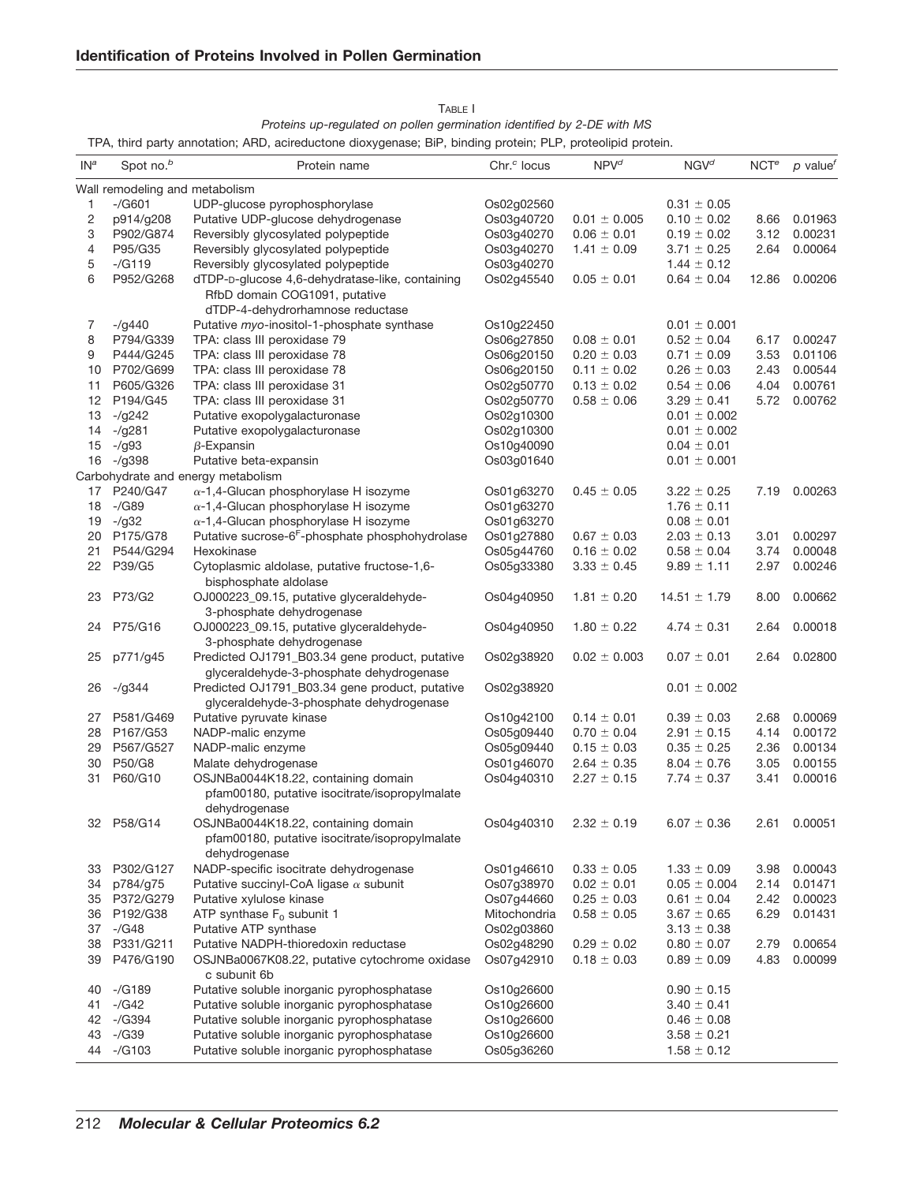TABLE I

*Proteins up-regulated on pollen germination identified by 2-DE with MS*

TPA, third party annotation; ARD, acireductone dioxygenase; BiP, binding protein; PLP, proteolipid protein.

| IN[a] | Spot no.[b] | Protein name | Chr.[c] locus | NPV[d] | NGV[d] | NCT[e] | *p* value[f] |
|---|---|---|---|---|---|---|---|
| Wall remodeling and metabolism | | | | | | | |
| 1 | -/G601 | UDP-glucose pyrophosphorylase | Os02g02560 | | 0.31 ± 0.05 | | |
| 2 | p914/g208 | Putative UDP-glucose dehydrogenase | Os03g40720 | 0.01 ± 0.005 | 0.10 ± 0.02 | 8.66 | 0.01963 |
| 3 | P902/G874 | Reversibly glycosylated polypeptide | Os03g40270 | 0.06 ± 0.01 | 0.19 ± 0.02 | 3.12 | 0.00231 |
| 4 | P95/G35 | Reversibly glycosylated polypeptide | Os03g40270 | 1.41 ± 0.09 | 3.71 ± 0.25 | 2.64 | 0.00064 |
| 5 | -/G119 | Reversibly glycosylated polypeptide | Os03g40270 | | 1.44 ± 0.12 | | |
| 6 | P952/G268 | dTDP-D-glucose 4,6-dehydratase-like, containing RfbD domain COG1091, putative dTDP-4-dehydrorhamnose reductase | Os02g45540 | 0.05 ± 0.01 | 0.64 ± 0.04 | 12.86 | 0.00206 |
| 7 | -/g440 | Putative *myo*-inositol-1-phosphate synthase | Os10g22450 | | 0.01 ± 0.001 | | |
| 8 | P794/G339 | TPA: class III peroxidase 79 | Os06g27850 | 0.08 ± 0.01 | 0.52 ± 0.04 | 6.17 | 0.00247 |
| 9 | P444/G245 | TPA: class III peroxidase 78 | Os06g20150 | 0.20 ± 0.03 | 0.71 ± 0.09 | 3.53 | 0.01106 |
| 10 | P702/G699 | TPA: class III peroxidase 78 | Os06g20150 | 0.11 ± 0.02 | 0.26 ± 0.03 | 2.43 | 0.00544 |
| 11 | P605/G326 | TPA: class III peroxidase 31 | Os02g50770 | 0.13 ± 0.02 | 0.54 ± 0.06 | 4.04 | 0.00761 |
| 12 | P194/G45 | TPA: class III peroxidase 31 | Os02g50770 | 0.58 ± 0.06 | 3.29 ± 0.41 | 5.72 | 0.00762 |
| 13 | -/g242 | Putative exopolygalacturonase | Os02g10300 | | 0.01 ± 0.002 | | |
| 14 | -/g281 | Putative exopolygalacturonase | Os02g10300 | | 0.01 ± 0.002 | | |
| 15 | -/g93 | $\beta$-Expansin | Os10g40090 | | 0.04 ± 0.01 | | |
| 16 | -/g398 | Putative beta-expansin | Os03g01640 | | 0.01 ± 0.001 | | |
| Carbohydrate and energy metabolism | | | | | | | |
| 17 | P240/G47 | $\alpha$-1,4-Glucan phosphorylase H isozyme | Os01g63270 | 0.45 ± 0.05 | 3.22 ± 0.25 | 7.19 | 0.00263 |
| 18 | -/G89 | $\alpha$-1,4-Glucan phosphorylase H isozyme | Os01g63270 | | 1.76 ± 0.11 | | |
| 19 | -/g32 | $\alpha$-1,4-Glucan phosphorylase H isozyme | Os01g63270 | | 0.08 ± 0.01 | | |
| 20 | P175/G78 | Putative sucrose-6$^F$-phosphate phosphohydrolase | Os01g27880 | 0.67 ± 0.03 | 2.03 ± 0.13 | 3.01 | 0.00297 |
| 21 | P544/G294 | Hexokinase | Os05g44760 | 0.16 ± 0.02 | 0.58 ± 0.04 | 3.74 | 0.00048 |
| 22 | P39/G5 | Cytoplasmic aldolase, putative fructose-1,6-bisphosphate aldolase | Os05g33380 | 3.33 ± 0.45 | 9.89 ± 1.11 | 2.97 | 0.00246 |
| 23 | P73/G2 | OJ000223_09.15, putative glyceraldehyde-3-phosphate dehydrogenase | Os04g40950 | 1.81 ± 0.20 | 14.51 ± 1.79 | 8.00 | 0.00662 |
| 24 | P75/G16 | OJ000223_09.15, putative glyceraldehyde-3-phosphate dehydrogenase | Os04g40950 | 1.80 ± 0.22 | 4.74 ± 0.31 | 2.64 | 0.00018 |
| 25 | p771/g45 | Predicted OJ1791_B03.34 gene product, putative glyceraldehyde-3-phosphate dehydrogenase | Os02g38920 | 0.02 ± 0.003 | 0.07 ± 0.01 | 2.64 | 0.02800 |
| 26 | -/g344 | Predicted OJ1791_B03.34 gene product, putative glyceraldehyde-3-phosphate dehydrogenase | Os02g38920 | | 0.01 ± 0.002 | | |
| 27 | P581/G469 | Putative pyruvate kinase | Os10g42100 | 0.14 ± 0.01 | 0.39 ± 0.03 | 2.68 | 0.00069 |
| 28 | P167/G53 | NADP-malic enzyme | Os05g09440 | 0.70 ± 0.04 | 2.91 ± 0.15 | 4.14 | 0.00172 |
| 29 | P567/G527 | NADP-malic enzyme | Os05g09440 | 0.15 ± 0.03 | 0.35 ± 0.25 | 2.36 | 0.00134 |
| 30 | P50/G8 | Malate dehydrogenase | Os01g46070 | 2.64 ± 0.35 | 8.04 ± 0.76 | 3.05 | 0.00155 |
| 31 | P60/G10 | OSJNBa0044K18.22, containing domain pfam00180, putative isocitrate/isopropylmalate dehydrogenase | Os04g40310 | 2.27 ± 0.15 | 7.74 ± 0.37 | 3.41 | 0.00016 |
| 32 | P58/G14 | OSJNBa0044K18.22, containing domain pfam00180, putative isocitrate/isopropylmalate dehydrogenase | Os04g40310 | 2.32 ± 0.19 | 6.07 ± 0.36 | 2.61 | 0.00051 |
| 33 | P302/G127 | NADP-specific isocitrate dehydrogenase | Os01g46610 | 0.33 ± 0.05 | 1.33 ± 0.09 | 3.98 | 0.00043 |
| 34 | p784/g75 | Putative succinyl-CoA ligase $\alpha$ subunit | Os07g38970 | 0.02 ± 0.01 | 0.05 ± 0.004 | 2.14 | 0.01471 |
| 35 | P372/G279 | Putative xylulose kinase | Os07g44660 | 0.25 ± 0.03 | 0.61 ± 0.04 | 2.42 | 0.00023 |
| 36 | P192/G38 | ATP synthase $F_0$ subunit 1 | Mitochondria | 0.58 ± 0.05 | 3.67 ± 0.65 | 6.29 | 0.01431 |
| 37 | -/G48 | Putative ATP synthase | Os02g03860 | | 3.13 ± 0.38 | | |
| 38 | P331/G211 | Putative NADPH-thioredoxin reductase | Os02g48290 | 0.29 ± 0.02 | 0.80 ± 0.07 | 2.79 | 0.00654 |
| 39 | P476/G190 | OSJNBa0067K08.22, putative cytochrome oxidase c subunit 6b | Os07g42910 | 0.18 ± 0.03 | 0.89 ± 0.09 | 4.83 | 0.00099 |
| 40 | -/G189 | Putative soluble inorganic pyrophosphatase | Os10g26600 | | 0.90 ± 0.15 | | |
| 41 | -/G42 | Putative soluble inorganic pyrophosphatase | Os10g26600 | | 3.40 ± 0.41 | | |
| 42 | -/G394 | Putative soluble inorganic pyrophosphatase | Os10g26600 | | 0.46 ± 0.08 | | |
| 43 | -/G39 | Putative soluble inorganic pyrophosphatase | Os10g26600 | | 3.58 ± 0.21 | | |
| 44 | -/G103 | Putative soluble inorganic pyrophosphatase | Os05g36260 | | 1.58 ± 0.12 | | |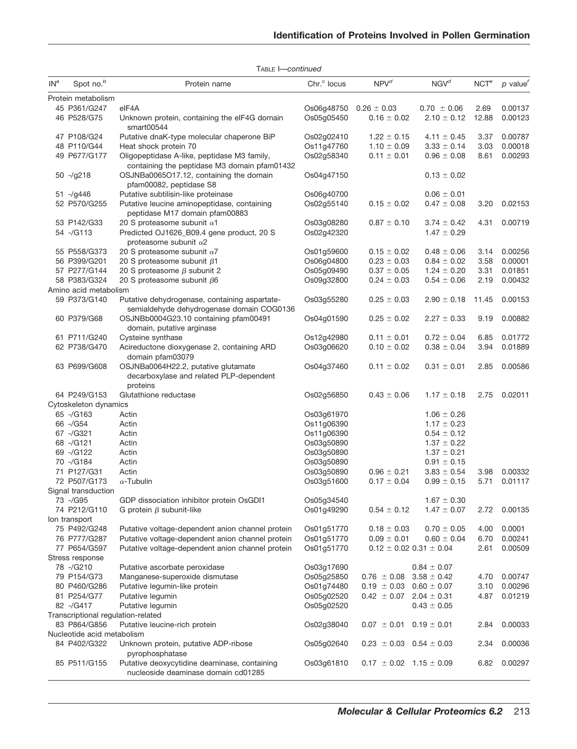TABLE I—*continued*

| IN[a] | Spot no.[b] | Protein name | Chr.[c] locus | NPV[d] | NGV[d] | NCT[e] | p value[f] |
|---|---|---|---|---|---|---|---|
| Protein metabolism | | | | | | | |
| 45 | P361/G247 | eIF4A | Os06g48750 | 0.26 ± 0.03 | 0.70 ± 0.06 | 2.69 | 0.00137 |
| 46 | P528/G75 | Unknown protein, containing the eIF4G domain smart00544 | Os05g05450 | 0.16 ± 0.02 | 2.10 ± 0.12 | 12.88 | 0.00123 |
| 47 | P108/G24 | Putative dnaK-type molecular chaperone BiP | Os02g02410 | 1.22 ± 0.15 | 4.11 ± 0.45 | 3.37 | 0.00787 |
| 48 | P110/G44 | Heat shock protein 70 | Os11g47760 | 1.10 ± 0.09 | 3.33 ± 0.14 | 3.03 | 0.00018 |
| 49 | P677/G177 | Oligopeptidase A-like, peptidase M3 family, containing the peptidase M3 domain pfam01432 | Os02g58340 | 0.11 ± 0.01 | 0.96 ± 0.08 | 8.61 | 0.00293 |
| 50 | -/g218 | OSJNBa0065O17.12, containing the domain pfam00082, peptidase S8 | Os04g47150 | | 0.13 ± 0.02 | | |
| 51 | -/g446 | Putative subtilisin-like proteinase | Os06g40700 | | 0.06 ± 0.01 | | |
| 52 | P570/G255 | Putative leucine aminopeptidase, containing peptidase M17 domain pfam00883 | Os02g55140 | 0.15 ± 0.02 | 0.47 ± 0.08 | 3.20 | 0.02153 |
| 53 | P142/G33 | 20 S proteasome subunit α1 | Os03g08280 | 0.87 ± 0.10 | 3.74 ± 0.42 | 4.31 | 0.00719 |
| 54 | -/G113 | Predicted OJ1626_B09.4 gene product, 20 S proteasome subunit α2 | Os02g42320 | | 1.47 ± 0.29 | | |
| 55 | P558/G373 | 20 S proteasome subunit α7 | Os01g59600 | 0.15 ± 0.02 | 0.48 ± 0.06 | 3.14 | 0.00256 |
| 56 | P399/G201 | 20 S proteasome subunit β1 | Os06g04800 | 0.23 ± 0.03 | 0.84 ± 0.02 | 3.58 | 0.00001 |
| 57 | P277/G144 | 20 S proteasome β subunit 2 | Os05g09490 | 0.37 ± 0.05 | 1.24 ± 0.20 | 3.31 | 0.01851 |
| 58 | P383/G324 | 20 S proteasome subunit β6 | Os09g32800 | 0.24 ± 0.03 | 0.54 ± 0.06 | 2.19 | 0.00432 |
| Amino acid metabolism | | | | | | | |
| 59 | P373/G140 | Putative dehydrogenase, containing aspartate-semialdehyde dehydrogenase domain COG0136 | Os03g55280 | 0.25 ± 0.03 | 2.90 ± 0.18 | 11.45 | 0.00153 |
| 60 | P379/G68 | OSJNBb0004G23.10 containing pfam00491 domain, putative arginase | Os04g01590 | 0.25 ± 0.02 | 2.27 ± 0.33 | 9.19 | 0.00882 |
| 61 | P711/G240 | Cysteine synthase | Os12g42980 | 0.11 ± 0.01 | 0.72 ± 0.04 | 6.85 | 0.01772 |
| 62 | P738/G470 | Acireductone dioxygenase 2, containing ARD domain pfam03079 | Os03g06620 | 0.10 ± 0.02 | 0.38 ± 0.04 | 3.94 | 0.01889 |
| 63 | P699/G608 | OSJNBa0064H22.2, putative glutamate decarboxylase and related PLP-dependent proteins | Os04g37460 | 0.11 ± 0.02 | 0.31 ± 0.01 | 2.85 | 0.00586 |
| 64 | P249/G153 | Glutathione reductase | Os02g56850 | 0.43 ± 0.06 | 1.17 ± 0.18 | 2.75 | 0.02011 |
| Cytoskeleton dynamics | | | | | | | |
| 65 | -/G163 | Actin | Os03g61970 | | 1.06 ± 0.26 | | |
| 66 | -/G54 | Actin | Os11g06390 | | 1.17 ± 0.23 | | |
| 67 | -/G321 | Actin | Os11g06390 | | 0.54 ± 0.12 | | |
| 68 | -/G121 | Actin | Os03g50890 | | 1.37 ± 0.22 | | |
| 69 | -/G122 | Actin | Os03g50890 | | 1.37 ± 0.21 | | |
| 70 | -/G184 | Actin | Os03g50890 | | 0.91 ± 0.15 | | |
| 71 | P127/G31 | Actin | Os03g50890 | 0.96 ± 0.21 | 3.83 ± 0.54 | 3.98 | 0.00332 |
| 72 | P507/G173 | α-Tubulin | Os03g51600 | 0.17 ± 0.04 | 0.99 ± 0.15 | 5.71 | 0.01117 |
| Signal transduction | | | | | | | |
| 73 | -/G95 | GDP dissociation inhibitor protein OsGDI1 | Os05g34540 | | 1.67 ± 0.30 | | |
| 74 | P212/G110 | G protein β subunit-like | Os01g49290 | 0.54 ± 0.12 | 1.47 ± 0.07 | 2.72 | 0.00135 |
| Ion transport | | | | | | | |
| 75 | P492/G248 | Putative voltage-dependent anion channel protein | Os01g51770 | 0.18 ± 0.03 | 0.70 ± 0.05 | 4.00 | 0.0001 |
| 76 | P777/G287 | Putative voltage-dependent anion channel protein | Os01g51770 | 0.09 ± 0.01 | 0.60 ± 0.04 | 6.70 | 0.00241 |
| 77 | P654/G597 | Putative voltage-dependent anion channel protein | Os01g51770 | 0.12 ± 0.02 | 0.31 ± 0.04 | 2.61 | 0.00509 |
| Stress response | | | | | | | |
| 78 | -/G210 | Putative ascorbate peroxidase | Os03g17690 | | 0.84 ± 0.07 | | |
| 79 | P154/G73 | Manganese-superoxide dismutase | Os05g25850 | 0.76 ± 0.08 | 3.58 ± 0.42 | 4.70 | 0.00747 |
| 80 | P460/G286 | Putative legumin-like protein | Os01g74480 | 0.19 ± 0.03 | 0.60 ± 0.07 | 3.10 | 0.00296 |
| 81 | P254/G77 | Putative legumin | Os05g02520 | 0.42 ± 0.07 | 2.04 ± 0.31 | 4.87 | 0.01219 |
| 82 | -/G417 | Putative legumin | Os05g02520 | | 0.43 ± 0.05 | | |
| Transcriptional regulation-related | | | | | | | |
| 83 | P864/G856 | Putative leucine-rich protein | Os02g38040 | 0.07 ± 0.01 | 0.19 ± 0.01 | 2.84 | 0.00033 |
| Nucleotide acid metabolism | | | | | | | |
| 84 | P402/G322 | Unknown protein, putative ADP-ribose pyrophosphatase | Os05g02640 | 0.23 ± 0.03 | 0.54 ± 0.03 | 2.34 | 0.00036 |
| 85 | P511/G155 | Putative deoxycytidine deaminase, containing nucleoside deaminase domain cd01285 | Os03g61810 | 0.17 ± 0.02 | 1.15 ± 0.09 | 6.82 | 0.00297 |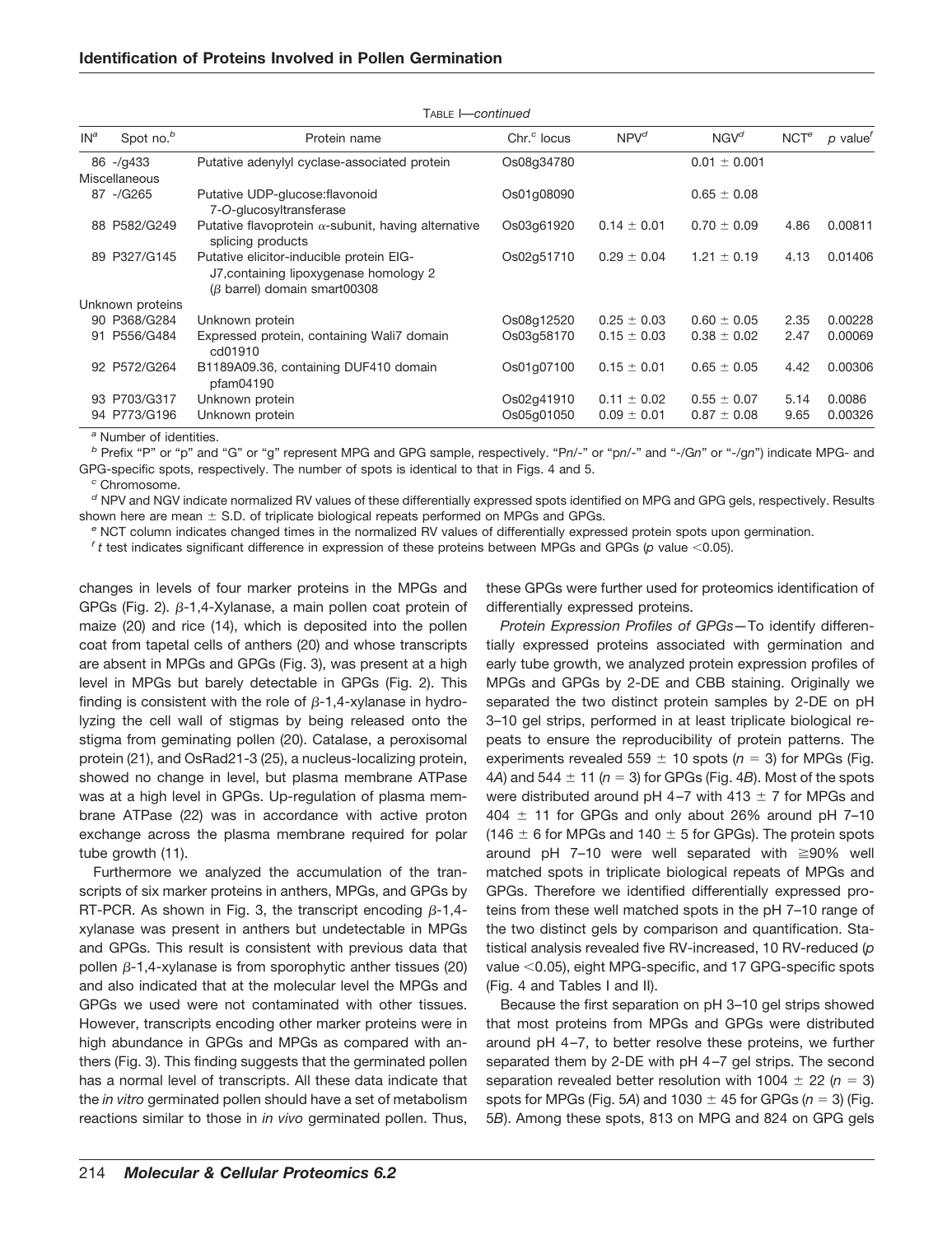TABLE I—*continued*

| IN[a] | Spot no.[b] | Protein name | Chr.[c] locus | NPV[d] | NGV[d] | NCT[e] | *p* value[f] |
|---|---|---|---|---|---|---|---|
| 86 | -/g433 | Putative adenylyl cyclase-associated protein | Os08g34780 | | 0.01 ± 0.001 | | |
| Miscellaneous | | | | | | | |
| 87 | -/G265 | Putative UDP-glucose:flavonoid 7-*O*-glucosyltransferase | Os01g08090 | | 0.65 ± 0.08 | | |
| 88 | P582/G249 | Putative flavoprotein α-subunit, having alternative splicing products | Os03g61920 | 0.14 ± 0.01 | 0.70 ± 0.09 | 4.86 | 0.00811 |
| 89 | P327/G145 | Putative elicitor-inducible protein EIG-J7,containing lipoxygenase homology 2 (β barrel) domain smart00308 | Os02g51710 | 0.29 ± 0.04 | 1.21 ± 0.19 | 4.13 | 0.01406 |
| Unknown proteins | | | | | | | |
| 90 | P368/G284 | Unknown protein | Os08g12520 | 0.25 ± 0.03 | 0.60 ± 0.05 | 2.35 | 0.00228 |
| 91 | P556/G484 | Expressed protein, containing Wali7 domain cd01910 | Os03g58170 | 0.15 ± 0.03 | 0.38 ± 0.02 | 2.47 | 0.00069 |
| 92 | P572/G264 | B1189A09.36, containing DUF410 domain pfam04190 | Os01g07100 | 0.15 ± 0.01 | 0.65 ± 0.05 | 4.42 | 0.00306 |
| 93 | P703/G317 | Unknown protein | Os02g41910 | 0.11 ± 0.02 | 0.55 ± 0.07 | 5.14 | 0.0086 |
| 94 | P773/G196 | Unknown protein | Os05g01050 | 0.09 ± 0.01 | 0.87 ± 0.08 | 9.65 | 0.00326 |

[a] Number of identities.

[b] Prefix "P" or "p" and "G" or "g" represent MPG and GPG sample, respectively. "P*n*/-" or "p*n*/-" and "-/G*n*" or "-/g*n*") indicate MPG- and GPG-specific spots, respectively. The number of spots is identical to that in Figs. 4 and 5.

[c] Chromosome.

[d] NPV and NGV indicate normalized RV values of these differentially expressed spots identified on MPG and GPG gels, respectively. Results shown here are mean ± S.D. of triplicate biological repeats performed on MPGs and GPGs.

[e] NCT column indicates changed times in the normalized RV values of differentially expressed protein spots upon germination.

[f] *t* test indicates significant difference in expression of these proteins between MPGs and GPGs (*p* value <0.05).

changes in levels of four marker proteins in the MPGs and GPGs (Fig. 2). β-1,4-Xylanase, a main pollen coat protein of maize (20) and rice (14), which is deposited into the pollen coat from tapetal cells of anthers (20) and whose transcripts are absent in MPGs and GPGs (Fig. 3), was present at a high level in MPGs but barely detectable in GPGs (Fig. 2). This finding is consistent with the role of β-1,4-xylanase in hydrolyzing the cell wall of stigmas by being released onto the stigma from geminating pollen (20). Catalase, a peroxisomal protein (21), and OsRad21-3 (25), a nucleus-localizing protein, showed no change in level, but plasma membrane ATPase was at a high level in GPGs. Up-regulation of plasma membrane ATPase (22) was in accordance with active proton exchange across the plasma membrane required for polar tube growth (11).

Furthermore we analyzed the accumulation of the transcripts of six marker proteins in anthers, MPGs, and GPGs by RT-PCR. As shown in Fig. 3, the transcript encoding β-1,4-xylanase was present in anthers but undetectable in MPGs and GPGs. This result is consistent with previous data that pollen β-1,4-xylanase is from sporophytic anther tissues (20) and also indicated that at the molecular level the MPGs and GPGs we used were not contaminated with other tissues. However, transcripts encoding other marker proteins were in high abundance in GPGs and MPGs as compared with anthers (Fig. 3). This finding suggests that the germinated pollen has a normal level of transcripts. All these data indicate that the *in vitro* germinated pollen should have a set of metabolism reactions similar to those in *in vivo* germinated pollen. Thus, these GPGs were further used for proteomics identification of differentially expressed proteins.

*Protein Expression Profiles of GPGs*—To identify differentially expressed proteins associated with germination and early tube growth, we analyzed protein expression profiles of MPGs and GPGs by 2-DE and CBB staining. Originally we separated the two distinct protein samples by 2-DE on pH 3–10 gel strips, performed in at least triplicate biological repeats to ensure the reproducibility of protein patterns. The experiments revealed 559 ± 10 spots ($n = 3$) for MPGs (Fig. 4*A*) and 544 ± 11 ($n = 3$) for GPGs (Fig. 4*B*). Most of the spots were distributed around pH 4–7 with 413 ± 7 for MPGs and 404 ± 11 for GPGs and only about 26% around pH 7–10 (146 ± 6 for MPGs and 140 ± 5 for GPGs). The protein spots around pH 7–10 were well separated with ≧90% well matched spots in triplicate biological repeats of MPGs and GPGs. Therefore we identified differentially expressed proteins from these well matched spots in the pH 7–10 range of the two distinct gels by comparison and quantification. Statistical analysis revealed five RV-increased, 10 RV-reduced (*p* value <0.05), eight MPG-specific, and 17 GPG-specific spots (Fig. 4 and Tables I and II).

Because the first separation on pH 3–10 gel strips showed that most proteins from MPGs and GPGs were distributed around pH 4–7, to better resolve these proteins, we further separated them by 2-DE with pH 4–7 gel strips. The second separation revealed better resolution with 1004 ± 22 ($n = 3$) spots for MPGs (Fig. 5*A*) and 1030 ± 45 for GPGs ($n = 3$) (Fig. 5*B*). Among these spots, 813 on MPG and 824 on GPG gels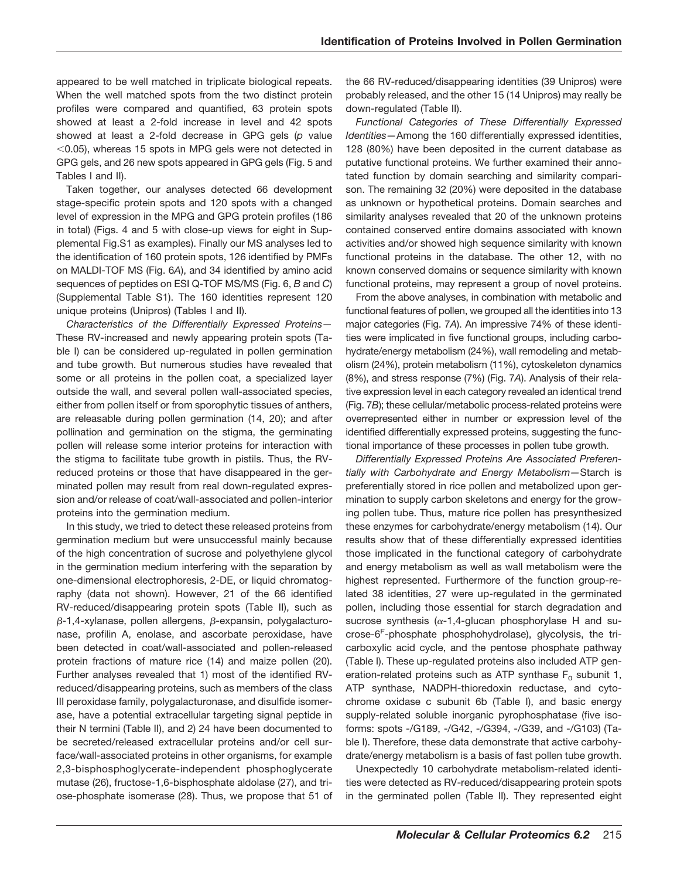appeared to be well matched in triplicate biological repeats. When the well matched spots from the two distinct protein profiles were compared and quantified, 63 protein spots showed at least a 2-fold increase in level and 42 spots showed at least a 2-fold decrease in GPG gels ($p$ value $<0.05$), whereas 15 spots in MPG gels were not detected in GPG gels, and 26 new spots appeared in GPG gels (Fig. 5 and Tables I and II).

Taken together, our analyses detected 66 development stage-specific protein spots and 120 spots with a changed level of expression in the MPG and GPG protein profiles (186 in total) (Figs. 4 and 5 with close-up views for eight in Supplemental Fig.S1 as examples). Finally our MS analyses led to the identification of 160 protein spots, 126 identified by PMFs on MALDI-TOF MS (Fig. 6*A*), and 34 identified by amino acid sequences of peptides on ESI Q-TOF MS/MS (Fig. 6, *B* and *C*) (Supplemental Table S1). The 160 identities represent 120 unique proteins (Unipros) (Tables I and II).

*Characteristics of the Differentially Expressed Proteins*—These RV-increased and newly appearing protein spots (Table I) can be considered up-regulated in pollen germination and tube growth. But numerous studies have revealed that some or all proteins in the pollen coat, a specialized layer outside the wall, and several pollen wall-associated species, either from pollen itself or from sporophytic tissues of anthers, are releasable during pollen germination (14, 20); and after pollination and germination on the stigma, the germinating pollen will release some interior proteins for interaction with the stigma to facilitate tube growth in pistils. Thus, the RV-reduced proteins or those that have disappeared in the germinated pollen may result from real down-regulated expression and/or release of coat/wall-associated and pollen-interior proteins into the germination medium.

In this study, we tried to detect these released proteins from germination medium but were unsuccessful mainly because of the high concentration of sucrose and polyethylene glycol in the germination medium interfering with the separation by one-dimensional electrophoresis, 2-DE, or liquid chromatography (data not shown). However, 21 of the 66 identified RV-reduced/disappearing protein spots (Table II), such as $\beta$-1,4-xylanase, pollen allergens, $\beta$-expansin, polygalacturonase, profilin A, enolase, and ascorbate peroxidase, have been detected in coat/wall-associated and pollen-released protein fractions of mature rice (14) and maize pollen (20). Further analyses revealed that 1) most of the identified RV-reduced/disappearing proteins, such as members of the class III peroxidase family, polygalacturonase, and disulfide isomerase, have a potential extracellular targeting signal peptide in their N termini (Table II), and 2) 24 have been documented to be secreted/released extracellular proteins and/or cell surface/wall-associated proteins in other organisms, for example 2,3-bisphosphoglycerate-independent phosphoglycerate mutase (26), fructose-1,6-bisphosphate aldolase (27), and triose-phosphate isomerase (28). Thus, we propose that 51 of the 66 RV-reduced/disappearing identities (39 Unipros) were probably released, and the other 15 (14 Unipros) may really be down-regulated (Table II).

*Functional Categories of These Differentially Expressed Identities*—Among the 160 differentially expressed identities, 128 (80%) have been deposited in the current database as putative functional proteins. We further examined their annotated function by domain searching and similarity comparison. The remaining 32 (20%) were deposited in the database as unknown or hypothetical proteins. Domain searches and similarity analyses revealed that 20 of the unknown proteins contained conserved entire domains associated with known activities and/or showed high sequence similarity with known functional proteins in the database. The other 12, with no known conserved domains or sequence similarity with known functional proteins, may represent a group of novel proteins.

From the above analyses, in combination with metabolic and functional features of pollen, we grouped all the identities into 13 major categories (Fig. 7*A*). An impressive 74% of these identities were implicated in five functional groups, including carbohydrate/energy metabolism (24%), wall remodeling and metabolism (24%), protein metabolism (11%), cytoskeleton dynamics (8%), and stress response (7%) (Fig. 7*A*). Analysis of their relative expression level in each category revealed an identical trend (Fig. 7*B*); these cellular/metabolic process-related proteins were overrepresented either in number or expression level of the identified differentially expressed proteins, suggesting the functional importance of these processes in pollen tube growth.

*Differentially Expressed Proteins Are Associated Preferentially with Carbohydrate and Energy Metabolism*—Starch is preferentially stored in rice pollen and metabolized upon germination to supply carbon skeletons and energy for the growing pollen tube. Thus, mature rice pollen has presynthesized these enzymes for carbohydrate/energy metabolism (14). Our results show that of these differentially expressed identities those implicated in the functional category of carbohydrate and energy metabolism as well as wall metabolism were the highest represented. Furthermore of the function group-related 38 identities, 27 were up-regulated in the germinated pollen, including those essential for starch degradation and sucrose synthesis ($\alpha$-1,4-glucan phosphorylase H and sucrose-6$^{F}$-phosphate phosphohydrolase), glycolysis, the tricarboxylic acid cycle, and the pentose phosphate pathway (Table I). These up-regulated proteins also included ATP generation-related proteins such as ATP synthase $F_0$ subunit 1, ATP synthase, NADPH-thioredoxin reductase, and cytochrome oxidase c subunit 6b (Table I), and basic energy supply-related soluble inorganic pyrophosphatase (five isoforms: spots -/G189, -/G42, -/G394, -/G39, and -/G103) (Table I). Therefore, these data demonstrate that active carbohydrate/energy metabolism is a basis of fast pollen tube growth.

Unexpectedly 10 carbohydrate metabolism-related identities were detected as RV-reduced/disappearing protein spots in the germinated pollen (Table II). They represented eight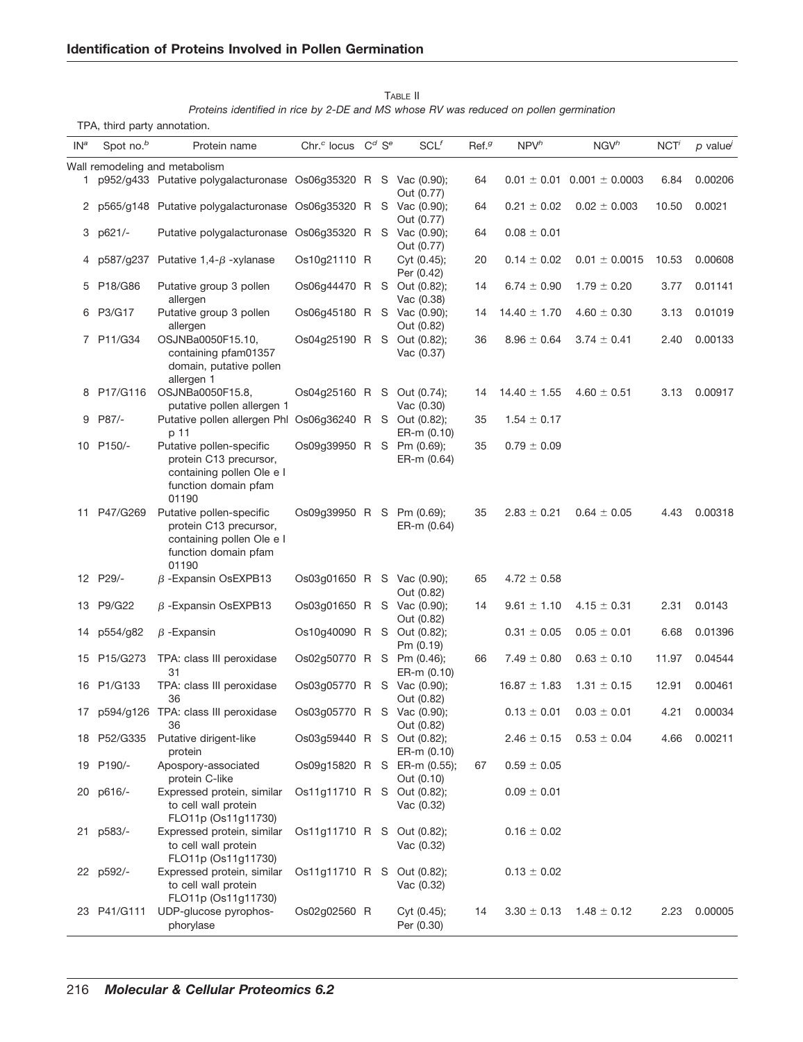TABLE II

*Proteins identified in rice by 2-DE and MS whose RV was reduced on pollen germination*

TPA, third party annotation.

| IN[a] | Spot no.[b] | Protein name | Chr.[c] locus | C[d] | S[e] | SCL[f] | Ref.[g] | NPV[h] | NGV[h] | NCT[i] | *p* value[j] |
|---|---|---|---|---|---|---|---|---|---|---|---|
| Wall remodeling and metabolism | | | | | | | | | | | |
| 1 | p952/g433 | Putative polygalacturonase | Os06g35320 | R | S | Vac (0.90); Out (0.77) | 64 | 0.01 ± 0.01 | 0.001 ± 0.0003 | 6.84 | 0.00206 |
| 2 | p565/g148 | Putative polygalacturonase | Os06g35320 | R | S | Vac (0.90); Out (0.77) | 64 | 0.21 ± 0.02 | 0.02 ± 0.003 | 10.50 | 0.0021 |
| 3 | p621/- | Putative polygalacturonase | Os06g35320 | R | S | Vac (0.90); Out (0.77) | 64 | 0.08 ± 0.01 | | | |
| 4 | p587/g237 | Putative 1,4-β -xylanase | Os10g21110 | R | | Cyt (0.45); Per (0.42) | 20 | 0.14 ± 0.02 | 0.01 ± 0.0015 | 10.53 | 0.00608 |
| 5 | P18/G86 | Putative group 3 pollen allergen | Os06g44470 | R | S | Out (0.82); Vac (0.38) | 14 | 6.74 ± 0.90 | 1.79 ± 0.20 | 3.77 | 0.01141 |
| 6 | P3/G17 | Putative group 3 pollen allergen | Os06g45180 | R | S | Vac (0.90); Out (0.82) | 14 | 14.40 ± 1.70 | 4.60 ± 0.30 | 3.13 | 0.01019 |
| 7 | P11/G34 | OSJNBa0050F15.10, containing pfam01357 domain, putative pollen allergen 1 | Os04g25190 | R | S | Out (0.82); Vac (0.37) | 36 | 8.96 ± 0.64 | 3.74 ± 0.41 | 2.40 | 0.00133 |
| 8 | P17/G116 | OSJNBa0050F15.8, putative pollen allergen 1 | Os04g25160 | R | S | Out (0.74); Vac (0.30) | 14 | 14.40 ± 1.55 | 4.60 ± 0.51 | 3.13 | 0.00917 |
| 9 | P87/- | Putative pollen allergen Phl p 11 | Os06g36240 | R | S | Out (0.82); ER-m (0.10) | 35 | 1.54 ± 0.17 | | | |
| 10 | P150/- | Putative pollen-specific protein C13 precursor, containing pollen Ole e I function domain pfam 01190 | Os09g39950 | R | S | Pm (0.69); ER-m (0.64) | 35 | 0.79 ± 0.09 | | | |
| 11 | P47/G269 | Putative pollen-specific protein C13 precursor, containing pollen Ole e I function domain pfam 01190 | Os09g39950 | R | S | Pm (0.69); ER-m (0.64) | 35 | 2.83 ± 0.21 | 0.64 ± 0.05 | 4.43 | 0.00318 |
| 12 | P29/- | β -Expansin OsEXPB13 | Os03g01650 | R | S | Vac (0.90); Out (0.82) | 65 | 4.72 ± 0.58 | | | |
| 13 | P9/G22 | β -Expansin OsEXPB13 | Os03g01650 | R | S | Vac (0.90); Out (0.82) | 14 | 9.61 ± 1.10 | 4.15 ± 0.31 | 2.31 | 0.0143 |
| 14 | p554/g82 | β -Expansin | Os10g40090 | R | S | Out (0.82); Pm (0.19) | | 0.31 ± 0.05 | 0.05 ± 0.01 | 6.68 | 0.01396 |
| 15 | P15/G273 | TPA: class III peroxidase 31 | Os02g50770 | R | S | Pm (0.46); ER-m (0.10) | 66 | 7.49 ± 0.80 | 0.63 ± 0.10 | 11.97 | 0.04544 |
| 16 | P1/G133 | TPA: class III peroxidase 36 | Os03g05770 | R | S | Vac (0.90); Out (0.82) | | 16.87 ± 1.83 | 1.31 ± 0.15 | 12.91 | 0.00461 |
| 17 | p594/g126 | TPA: class III peroxidase 36 | Os03g05770 | R | S | Vac (0.90); Out (0.82) | | 0.13 ± 0.01 | 0.03 ± 0.01 | 4.21 | 0.00034 |
| 18 | P52/G335 | Putative dirigent-like protein | Os03g59440 | R | S | Out (0.82); ER-m (0.10) | | 2.46 ± 0.15 | 0.53 ± 0.04 | 4.66 | 0.00211 |
| 19 | P190/- | Apospory-associated protein C-like | Os09g15820 | R | S | ER-m (0.55); Out (0.10) | 67 | 0.59 ± 0.05 | | | |
| 20 | p616/- | Expressed protein, similar to cell wall protein FLO11p (Os11g11730) | Os11g11710 | R | S | Out (0.82); Vac (0.32) | | 0.09 ± 0.01 | | | |
| 21 | p583/- | Expressed protein, similar to cell wall protein FLO11p (Os11g11730) | Os11g11710 | R | S | Out (0.82); Vac (0.32) | | 0.16 ± 0.02 | | | |
| 22 | p592/- | Expressed protein, similar to cell wall protein FLO11p (Os11g11730) | Os11g11710 | R | S | Out (0.82); Vac (0.32) | | 0.13 ± 0.02 | | | |
| 23 | P41/G111 | UDP-glucose pyrophosphorylase | Os02g02560 | R | | Cyt (0.45); Per (0.30) | 14 | 3.30 ± 0.13 | 1.48 ± 0.12 | 2.23 | 0.00005 |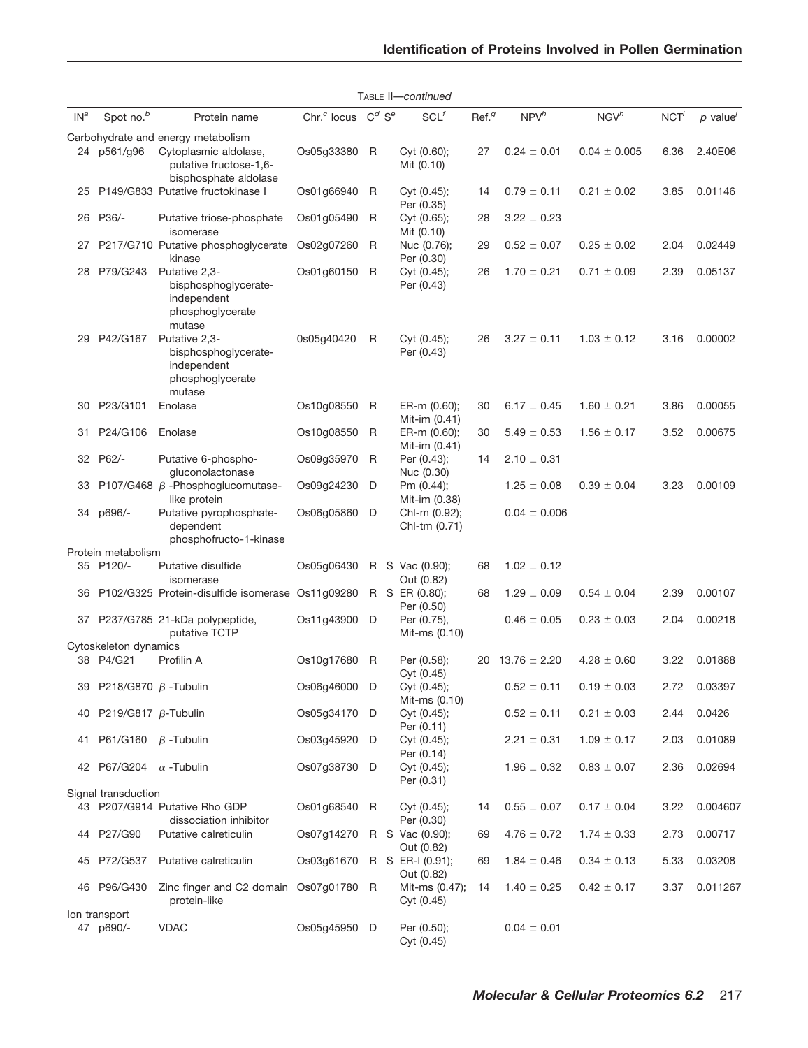TABLE II—*continued*

| IN[a] | Spot no.[b] | Protein name | Chr.[c] locus | C[d] | S[e] | SCL[f] | Ref.[g] | NPV[h] | NGV[h] | NCT[i] | p value[j] |
|---|---|---|---|---|---|---|---|---|---|---|---|
| Carbohydrate and energy metabolism | | | | | | | | | | | |
| 24 | p561/g96 | Cytoplasmic aldolase, putative fructose-1,6-bisphosphate aldolase | Os05g33380 | R | | Cyt (0.60); Mit (0.10) | 27 | 0.24 ± 0.01 | 0.04 ± 0.005 | 6.36 | 2.40E06 |
| 25 | P149/G833 | Putative fructokinase I | Os01g66940 | R | | Cyt (0.45); Per (0.35) | 14 | 0.79 ± 0.11 | 0.21 ± 0.02 | 3.85 | 0.01146 |
| 26 | P36/- | Putative triose-phosphate isomerase | Os01g05490 | R | | Cyt (0.65); Mit (0.10) | 28 | 3.22 ± 0.23 | | | |
| 27 | P217/G710 | Putative phosphoglycerate kinase | Os02g07260 | R | | Nuc (0.76); Per (0.30) | 29 | 0.52 ± 0.07 | 0.25 ± 0.02 | 2.04 | 0.02449 |
| 28 | P79/G243 | Putative 2,3-bisphosphoglycerate-independent phosphoglycerate mutase | Os01g60150 | R | | Cyt (0.45); Per (0.43) | 26 | 1.70 ± 0.21 | 0.71 ± 0.09 | 2.39 | 0.05137 |
| 29 | P42/G167 | Putative 2,3-bisphosphoglycerate-independent phosphoglycerate mutase | 0s05g40420 | R | | Cyt (0.45); Per (0.43) | 26 | 3.27 ± 0.11 | 1.03 ± 0.12 | 3.16 | 0.00002 |
| 30 | P23/G101 | Enolase | Os10g08550 | R | | ER-m (0.60); Mit-im (0.41) | 30 | 6.17 ± 0.45 | 1.60 ± 0.21 | 3.86 | 0.00055 |
| 31 | P24/G106 | Enolase | Os10g08550 | R | | ER-m (0.60); Mit-im (0.41) | 30 | 5.49 ± 0.53 | 1.56 ± 0.17 | 3.52 | 0.00675 |
| 32 | P62/- | Putative 6-phospho-gluconolactonase | Os09g35970 | R | | Per (0.43); Nuc (0.30) | 14 | 2.10 ± 0.31 | | | |
| 33 | P107/G468 | β -Phosphoglucomutase-like protein | Os09g24230 | D | | Pm (0.44); Mit-im (0.38) | | 1.25 ± 0.08 | 0.39 ± 0.04 | 3.23 | 0.00109 |
| 34 | p696/- | Putative pyrophosphate-dependent phosphofructo-1-kinase | Os06g05860 | D | | Chl-m (0.92); Chl-tm (0.71) | | 0.04 ± 0.006 | | | |
| Protein metabolism | | | | | | | | | | | |
| 35 | P120/- | Putative disulfide isomerase | Os05g06430 | R | S | Vac (0.90); Out (0.82) | 68 | 1.02 ± 0.12 | | | |
| 36 | P102/G325 | Protein-disulfide isomerase | Os11g09280 | R | S | ER (0.80); Per (0.50) | 68 | 1.29 ± 0.09 | 0.54 ± 0.04 | 2.39 | 0.00107 |
| 37 | P237/G785 | 21-kDa polypeptide, putative TCTP | Os11g43900 | D | | Per (0.75), Mit-ms (0.10) | | 0.46 ± 0.05 | 0.23 ± 0.03 | 2.04 | 0.00218 |
| Cytoskeleton dynamics | | | | | | | | | | | |
| 38 | P4/G21 | Profilin A | Os10g17680 | R | | Per (0.58); Cyt (0.45) | 20 | 13.76 ± 2.20 | 4.28 ± 0.60 | 3.22 | 0.01888 |
| 39 | P218/G870 | β -Tubulin | Os06g46000 | D | | Cyt (0.45); Mits-ms (0.10) | | 0.52 ± 0.11 | 0.19 ± 0.03 | 2.72 | 0.03397 |
| 40 | P219/G817 | β-Tubulin | Os05g34170 | D | | Cyt (0.45); Per (0.11) | | 0.52 ± 0.11 | 0.21 ± 0.03 | 2.44 | 0.0426 |
| 41 | P61/G160 | β -Tubulin | Os03g45920 | D | | Cyt (0.45); Per (0.14) | | 2.21 ± 0.31 | 1.09 ± 0.17 | 2.03 | 0.01089 |
| 42 | P67/G204 | α -Tubulin | Os07g38730 | D | | Cyt (0.45); Per (0.31) | | 1.96 ± 0.32 | 0.83 ± 0.07 | 2.36 | 0.02694 |
| Signal transduction | | | | | | | | | | | |
| 43 | P207/G914 | Putative Rho GDP dissociation inhibitor | Os01g68540 | R | | Cyt (0.45); Per (0.30) | 14 | 0.55 ± 0.07 | 0.17 ± 0.04 | 3.22 | 0.004607 |
| 44 | P27/G90 | Putative calreticulin | Os07g14270 | R | S | Vac (0.90); Out (0.82) | 69 | 4.76 ± 0.72 | 1.74 ± 0.33 | 2.73 | 0.00717 |
| 45 | P72/G537 | Putative calreticulin | Os03g61670 | R | S | ER-l (0.91); Out (0.82) | 69 | 1.84 ± 0.46 | 0.34 ± 0.13 | 5.33 | 0.03208 |
| 46 | P96/G430 | Zinc finger and C2 domain protein-like | Os07g01780 | R | | Mit-ms (0.47); Cyt (0.45) | 14 | 1.40 ± 0.25 | 0.42 ± 0.17 | 3.37 | 0.011267 |
| Ion transport | | | | | | | | | | | |
| 47 | p690/- | VDAC | Os05g45950 | D | | Per (0.50); Cyt (0.45) | | 0.04 ± 0.01 | | | |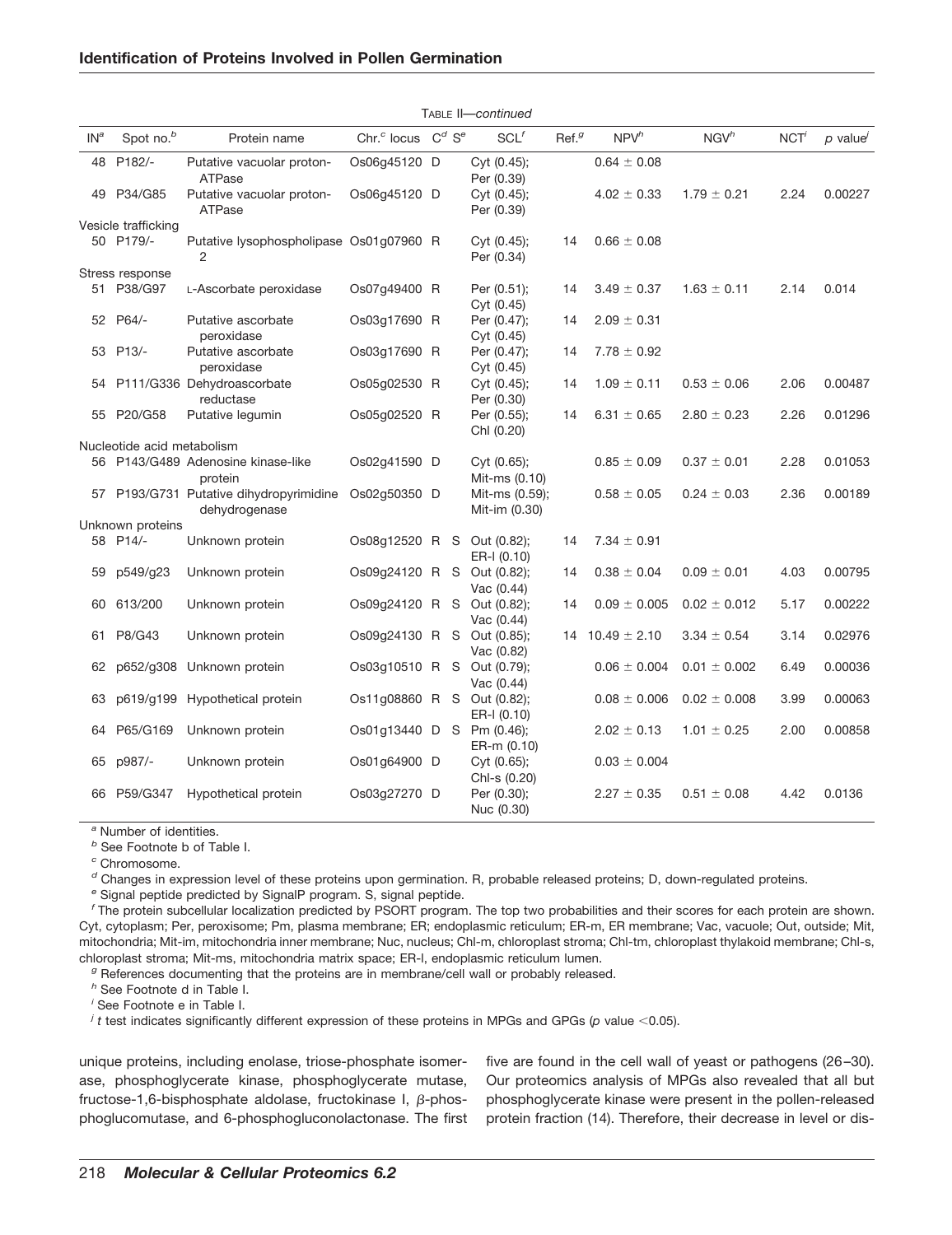Table II—*continued*

| IN[a] | Spot no.[b] | Protein name | Chr.[c] locus | C[d] | S[e] | SCL[f] | Ref.[g] | NPV[h] | NGV[h] | NCT[i] | *p* value[j] |
|---|---|---|---|---|---|---|---|---|---|---|---|
| 48 | P182/- | Putative vacuolar proton-ATPase | Os06g45120 | D | | Cyt (0.45); Per (0.39) | | 0.64 ± 0.08 | | | |
| 49 | P34/G85 | Putative vacuolar proton-ATPase | Os06g45120 | D | | Cyt (0.45); Per (0.39) | | 4.02 ± 0.33 | 1.79 ± 0.21 | 2.24 | 0.00227 |
| Vesicle trafficking | | | | | | | | | | | |
| 50 | P179/- | Putative lysophospholipase 2 | Os01g07960 | R | | Cyt (0.45); Per (0.34) | 14 | 0.66 ± 0.08 | | | |
| Stress response | | | | | | | | | | | |
| 51 | P38/G97 | L-Ascorbate peroxidase | Os07g49400 | R | | Per (0.51); Cyt (0.45) | 14 | 3.49 ± 0.37 | 1.63 ± 0.11 | 2.14 | 0.014 |
| 52 | P64/- | Putative ascorbate peroxidase | Os03g17690 | R | | Per (0.47); Cyt (0.45) | 14 | 2.09 ± 0.31 | | | |
| 53 | P13/- | Putative ascorbate peroxidase | Os03g17690 | R | | Per (0.47); Cyt (0.45) | 14 | 7.78 ± 0.92 | | | |
| 54 | P111/G336 | Dehydroascorbate reductase | Os05g02530 | R | | Cyt (0.45); Per (0.30) | 14 | 1.09 ± 0.11 | 0.53 ± 0.06 | 2.06 | 0.00487 |
| 55 | P20/G58 | Putative legumin | Os05g02520 | R | | Per (0.55); Chl (0.20) | 14 | 6.31 ± 0.65 | 2.80 ± 0.23 | 2.26 | 0.01296 |
| Nucleotide acid metabolism | | | | | | | | | | | |
| 56 | P143/G489 | Adenosine kinase-like protein | Os02g41590 | D | | Cyt (0.65); Mit-ms (0.10) | | 0.85 ± 0.09 | 0.37 ± 0.01 | 2.28 | 0.01053 |
| 57 | P193/G731 | Putative dihydropyrimidine dehydrogenase | Os02g50350 | D | | Mit-ms (0.59); Mit-im (0.30) | | 0.58 ± 0.05 | 0.24 ± 0.03 | 2.36 | 0.00189 |
| Unknown proteins | | | | | | | | | | | |
| 58 | P14/- | Unknown protein | Os08g12520 | R | S | Out (0.82); ER-l (0.10) | 14 | 7.34 ± 0.91 | | | |
| 59 | p549/g23 | Unknown protein | Os09g24120 | R | S | Out (0.82); Vac (0.44) | 14 | 0.38 ± 0.04 | 0.09 ± 0.01 | 4.03 | 0.00795 |
| 60 | 613/200 | Unknown protein | Os09g24120 | R | S | Out (0.82); Vac (0.44) | 14 | 0.09 ± 0.005 | 0.02 ± 0.012 | 5.17 | 0.00222 |
| 61 | P8/G43 | Unknown protein | Os09g24130 | R | S | Out (0.85); Vac (0.82) | 14 | 10.49 ± 2.10 | 3.34 ± 0.54 | 3.14 | 0.02976 |
| 62 | p652/g308 | Unknown protein | Os03g10510 | R | S | Out (0.79); Vac (0.44) | | 0.06 ± 0.004 | 0.01 ± 0.002 | 6.49 | 0.00036 |
| 63 | p619/g199 | Hypothetical protein | Os11g08860 | R | S | Out (0.82); ER-l (0.10) | | 0.08 ± 0.006 | 0.02 ± 0.008 | 3.99 | 0.00063 |
| 64 | P65/G169 | Unknown protein | Os01g13440 | D | S | Pm (0.46); ER-m (0.10) | | 2.02 ± 0.13 | 1.01 ± 0.25 | 2.00 | 0.00858 |
| 65 | p987/- | Unknown protein | Os01g64900 | D | | Cyt (0.65); Chl-s (0.20) | | 0.03 ± 0.004 | | | |
| 66 | P59/G347 | Hypothetical protein | Os03g27270 | D | | Per (0.30); Nuc (0.30) | | 2.27 ± 0.35 | 0.51 ± 0.08 | 4.42 | 0.0136 |

[a] Number of identities.

[b] See Footnote b of Table I.

[c] Chromosome.

[d] Changes in expression level of these proteins upon germination. R, probable released proteins; D, down-regulated proteins.

[e] Signal peptide predicted by SignalP program. S, signal peptide.

[f] The protein subcellular localization predicted by PSORT program. The top two probabilities and their scores for each protein are shown. Cyt, cytoplasm; Per, peroxisome; Pm, plasma membrane; ER; endoplasmic reticulum; ER-m, ER membrane; Vac, vacuole; Out, outside; Mit, mitochondria; Mit-im, mitochondria inner membrane; Nuc, nucleus; Chl-m, chloroplast stroma; Chl-tm, chloroplast thylakoid membrane; Chl-s, chloroplast stroma; Mit-ms, mitochondria matrix space; ER-l, endoplasmic reticulum lumen.

[g] References documenting that the proteins are in membrane/cell wall or probably released.

[h] See Footnote d in Table I.

[i] See Footnote e in Table I.

[j] *t* test indicates significantly different expression of these proteins in MPGs and GPGs ($p$ value $<0.05$).

unique proteins, including enolase, triose-phosphate isomerase, phosphoglycerate kinase, phosphoglycerate mutase, fructose-1,6-bisphosphate aldolase, fructokinase I, β-phosphoglucomutase, and 6-phosphogluconolactonase. The first five are found in the cell wall of yeast or pathogens (26–30). Our proteomics analysis of MPGs also revealed that all but phosphoglycerate kinase were present in the pollen-released protein fraction (14). Therefore, their decrease in level or dis-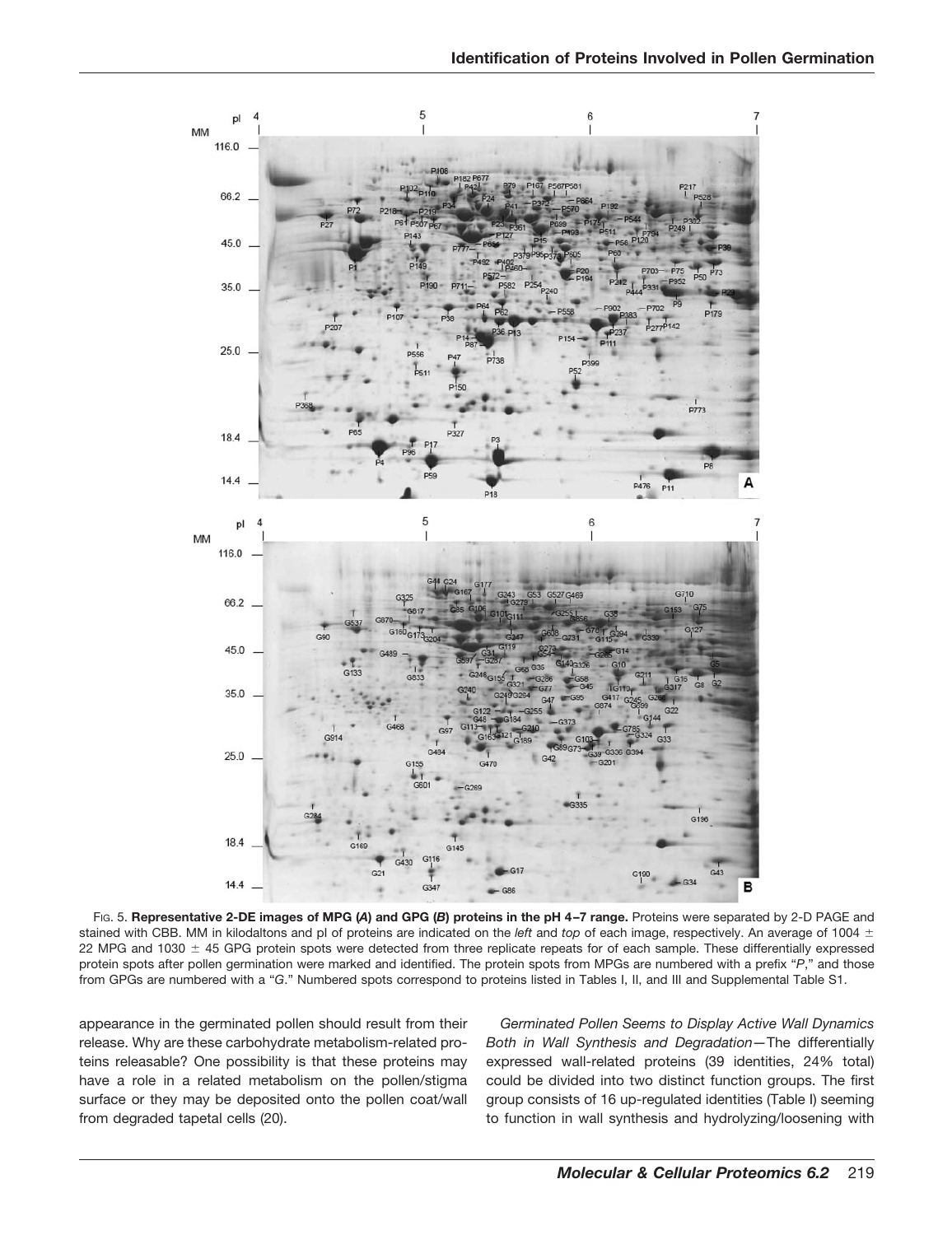FIG. 5. **Representative 2-DE images of MPG (*A*) and GPG (*B*) proteins in the pH 4–7 range.** Proteins were separated by 2-D PAGE and stained with CBB. MM in kilodaltons and pI of proteins are indicated on the *left* and *top* of each image, respectively. An average of 1004 ± 22 MPG and 1030 ± 45 GPG protein spots were detected from three replicate repeats for of each sample. These differentially expressed protein spots after pollen germination were marked and identified. The protein spots from MPGs are numbered with a prefix "*P*," and those from GPGs are numbered with a "*G*." Numbered spots correspond to proteins listed in Tables I, II, and III and Supplemental Table S1.

appearance in the germinated pollen should result from their release. Why are these carbohydrate metabolism-related proteins releasable? One possibility is that these proteins may have a role in a related metabolism on the pollen/stigma surface or they may be deposited onto the pollen coat/wall from degraded tapetal cells (20).

*Germinated Pollen Seems to Display Active Wall Dynamics Both in Wall Synthesis and Degradation*—The differentially expressed wall-related proteins (39 identities, 24% total) could be divided into two distinct function groups. The first group consists of 16 up-regulated identities (Table I) seeming to function in wall synthesis and hydrolyzing/loosening with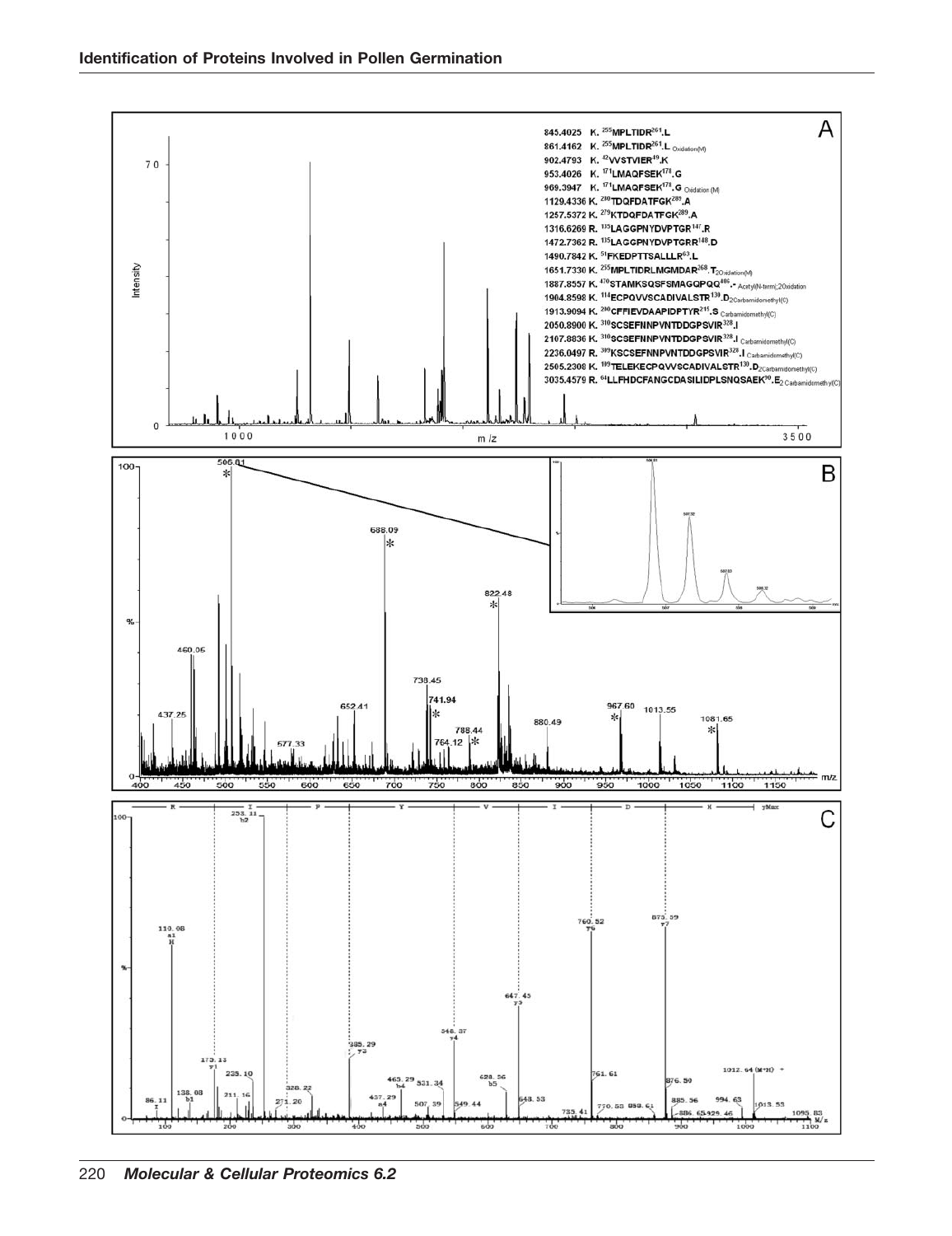845.4025 K. $^{255}$MPLTIDR$^{261}$.L

861.4162 K. $^{255}$MPLTIDR$^{261}$.L $_{Oxidation(M)}$

902.4793 K. $^{42}$VVSTVIER$^{49}$.K

953.4026 K. $^{171}$LMAQFSEK$^{178}$.G

969.3947 K. $^{171}$LMAQFSEK$^{178}$.G $_{Oxidation(M)}$

1129.4336 K. $^{280}$TDQFDATFGK$^{289}$.A

1257.5372 K. $^{279}$KTDQFDATFGK$^{289}$.A

1316.6269 R. $^{135}$LAGGPNYDVPTGR$^{147}$.R

1472.7362 R. $^{135}$LAGGPNYDVPTGRR$^{148}$.D

1490.7842 K. $^{51}$FKEDPTTSALLLR$^{63}$.L

1651.7330 K. $^{255}$MPLTIDRLMGMDAR$^{268}$.T $_{2Oxidation(M)}$

1887.8557 K. $^{470}$STAMKSQSFSMAGQPQQ$^{486}$.- $_{Acetyl(N-term);2Oxidation}$

1904.8598 K. $^{114}$ECPQVVSCADIVALSTR$^{130}$.D $_{2Carbamidomethyl(C)}$

1913.9094 K. $^{200}$CFFIEVDAAPIDPTYR$^{215}$.S $_{Carbamidomethyl(C)}$

2050.8900 K. $^{310}$SCSEFNNPVNTDDGPSVIR$^{328}$.I

2107.8836 K. $^{310}$SCSEFNNPVNTDDGPSVIR$^{328}$.I $_{Carbamidomethyl(C)}$

2236.0497 R. $^{309}$KSCSEFNNPVNTDDGPSVIR$^{328}$.I $_{Carbamidomethyl(C)}$

2505.2308 K. $^{109}$TELEKECPQVVSCADIVALSTR$^{130}$.D $_{2Carbamidomethyl(C)}$

3035.4579 R. $^{64}$LLFHDCFANGCDASILIDPLSNQSAEK$^{90}$.E $_{2Carbamidomethyl(C)}$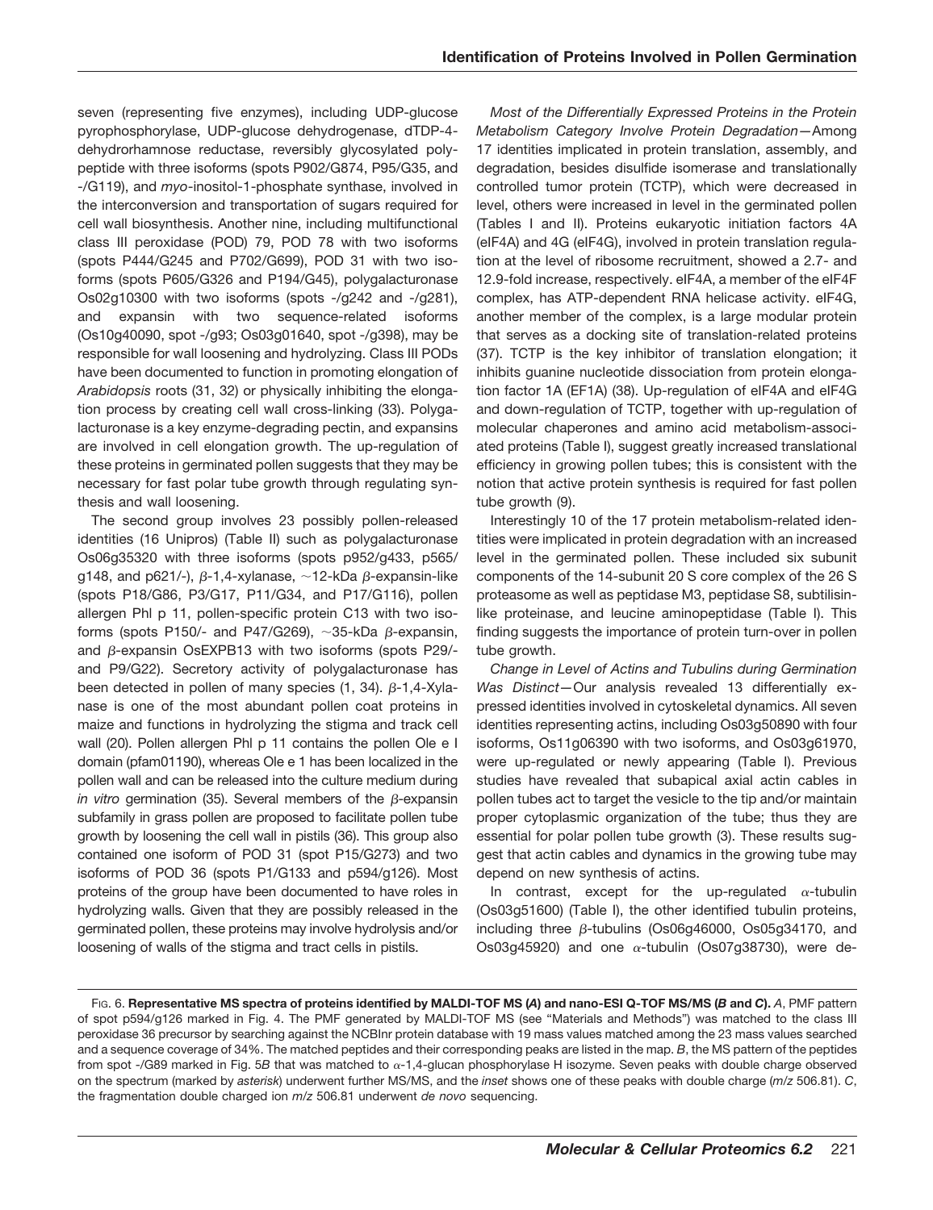seven (representing five enzymes), including UDP-glucose pyrophosphorylase, UDP-glucose dehydrogenase, dTDP-4-dehydrorhamnose reductase, reversibly glycosylated polypeptide with three isoforms (spots P902/G874, P95/G35, and -/G119), and *myo*-inositol-1-phosphate synthase, involved in the interconversion and transportation of sugars required for cell wall biosynthesis. Another nine, including multifunctional class III peroxidase (POD) 79, POD 78 with two isoforms (spots P444/G245 and P702/G699), POD 31 with two isoforms (spots P605/G326 and P194/G45), polygalacturonase Os02g10300 with two isoforms (spots -/g242 and -/g281), and expansin with two sequence-related isoforms (Os10g40090, spot -/g93; Os03g01640, spot -/g398), may be responsible for wall loosening and hydrolyzing. Class III PODs have been documented to function in promoting elongation of *Arabidopsis* roots (31, 32) or physically inhibiting the elongation process by creating cell wall cross-linking (33). Polygalacturonase is a key enzyme-degrading pectin, and expansins are involved in cell elongation growth. The up-regulation of these proteins in germinated pollen suggests that they may be necessary for fast polar tube growth through regulating synthesis and wall loosening.

The second group involves 23 possibly pollen-released identities (16 Unipros) (Table II) such as polygalacturonase Os06g35320 with three isoforms (spots p952/g433, p565/g148, and p621/-), β-1,4-xylanase, ~12-kDa β-expansin-like (spots P18/G86, P3/G17, P11/G34, and P17/G116), pollen allergen Phl p 11, pollen-specific protein C13 with two isoforms (spots P150/- and P47/G269), ~35-kDa β-expansin, and β-expansin OsEXPB13 with two isoforms (spots P29/- and P9/G22). Secretory activity of polygalacturonase has been detected in pollen of many species (1, 34). β-1,4-Xylanase is one of the most abundant pollen coat proteins in maize and functions in hydrolyzing the stigma and track cell wall (20). Pollen allergen Phl p 11 contains the pollen Ole e I domain (pfam01190), whereas Ole e 1 has been localized in the pollen wall and can be released into the culture medium during *in vitro* germination (35). Several members of the β-expansin subfamily in grass pollen are proposed to facilitate pollen tube growth by loosening the cell wall in pistils (36). This group also contained one isoform of POD 31 (spot P15/G273) and two isoforms of POD 36 (spots P1/G133 and p594/g126). Most proteins of the group have been documented to have roles in hydrolyzing walls. Given that they are possibly released in the germinated pollen, these proteins may involve hydrolysis and/or loosening of walls of the stigma and tract cells in pistils.

*Most of the Differentially Expressed Proteins in the Protein Metabolism Category Involve Protein Degradation*—Among 17 identities implicated in protein translation, assembly, and degradation, besides disulfide isomerase and translationally controlled tumor protein (TCTP), which were decreased in level, others were increased in level in the germinated pollen (Tables I and II). Proteins eukaryotic initiation factors 4A (eIF4A) and 4G (eIF4G), involved in protein translation regulation at the level of ribosome recruitment, showed a 2.7- and 12.9-fold increase, respectively. eIF4A, a member of the eIF4F complex, has ATP-dependent RNA helicase activity. eIF4G, another member of the complex, is a large modular protein that serves as a docking site of translation-related proteins (37). TCTP is the key inhibitor of translation elongation; it inhibits guanine nucleotide dissociation from protein elongation factor 1A (EF1A) (38). Up-regulation of eIF4A and eIF4G and down-regulation of TCTP, together with up-regulation of molecular chaperones and amino acid metabolism-associated proteins (Table I), suggest greatly increased translational efficiency in growing pollen tubes; this is consistent with the notion that active protein synthesis is required for fast pollen tube growth (9).

Interestingly 10 of the 17 protein metabolism-related identities were implicated in protein degradation with an increased level in the germinated pollen. These included six subunit components of the 14-subunit 20 S core complex of the 26 S proteasome as well as peptidase M3, peptidase S8, subtilisin-like proteinase, and leucine aminopeptidase (Table I). This finding suggests the importance of protein turn-over in pollen tube growth.

*Change in Level of Actins and Tubulins during Germination Was Distinct*—Our analysis revealed 13 differentially expressed identities involved in cytoskeletal dynamics. All seven identities representing actins, including Os03g50890 with four isoforms, Os11g06390 with two isoforms, and Os03g61970, were up-regulated or newly appearing (Table I). Previous studies have revealed that subapical axial actin cables in pollen tubes act to target the vesicle to the tip and/or maintain proper cytoplasmic organization of the tube; thus they are essential for polar pollen tube growth (3). These results suggest that actin cables and dynamics in the growing tube may depend on new synthesis of actins.

In contrast, except for the up-regulated α-tubulin (Os03g51600) (Table I), the other identified tubulin proteins, including three β-tubulins (Os06g46000, Os05g34170, and Os03g45920) and one α-tubulin (Os07g38730), were de-

Fig. 6. **Representative MS spectra of proteins identified by MALDI-TOF MS (*A*) and nano-ESI Q-TOF MS/MS (*B* and *C*).** *A*, PMF pattern of spot p594/g126 marked in Fig. 4. The PMF generated by MALDI-TOF MS (see "Materials and Methods") was matched to the class III peroxidase 36 precursor by searching against the NCBInr protein database with 19 mass values matched among the 23 mass values searched and a sequence coverage of 34%. The matched peptides and their corresponding peaks are listed in the map. *B*, the MS pattern of the peptides from spot -/G89 marked in Fig. 5*B* that was matched to α-1,4-glucan phosphorylase H isozyme. Seven peaks with double charge observed on the spectrum (marked by *asterisk*) underwent further MS/MS, and the *inset* shows one of these peaks with double charge (*m/z* 506.81). *C*, the fragmentation double charged ion *m/z* 506.81 underwent *de novo* sequencing.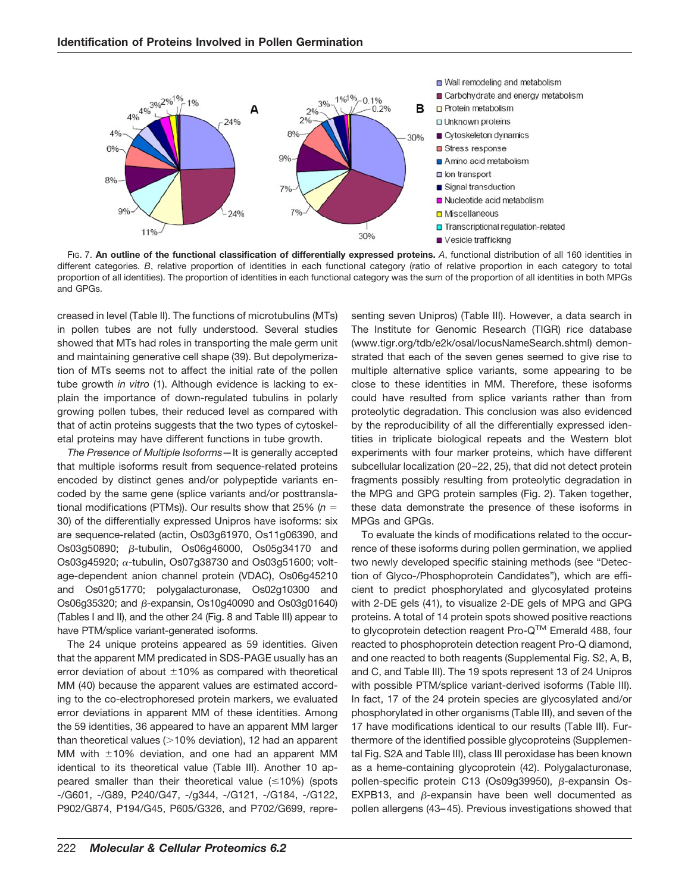FIG. 7. **An outline of the functional classification of differentially expressed proteins.** *A*, functional distribution of all 160 identities in different categories. *B*, relative proportion of identities in each functional category (ratio of relative proportion in each category to total proportion of all identities). The proportion of identities in each functional category was the sum of the proportion of all identities in both MPGs and GPGs.

creased in level (Table II). The functions of microtubulins (MTs) in pollen tubes are not fully understood. Several studies showed that MTs had roles in transporting the male germ unit and maintaining generative cell shape (39). But depolymerization of MTs seems not to affect the initial rate of the pollen tube growth *in vitro* (1). Although evidence is lacking to explain the importance of down-regulated tubulins in polarly growing pollen tubes, their reduced level as compared with that of actin proteins suggests that the two types of cytoskeletal proteins may have different functions in tube growth.

*The Presence of Multiple Isoforms*—It is generally accepted that multiple isoforms result from sequence-related proteins encoded by distinct genes and/or polypeptide variants encoded by the same gene (splice variants and/or posttranslational modifications (PTMs)). Our results show that 25% ($n$ = 30) of the differentially expressed Unipros have isoforms: six are sequence-related (actin, Os03g61970, Os11g06390, and Os03g50890; β-tubulin, Os06g46000, Os05g34170 and Os03g45920; α-tubulin, Os07g38730 and Os03g51600; voltage-dependent anion channel protein (VDAC), Os06g45210 and Os01g51770; polygalacturonase, Os02g10300 and Os06g35320; and β-expansin, Os10g40090 and Os03g01640) (Tables I and II), and the other 24 (Fig. 8 and Table III) appear to have PTM/splice variant-generated isoforms.

The 24 unique proteins appeared as 59 identities. Given that the apparent MM predicated in SDS-PAGE usually has an error deviation of about ±10% as compared with theoretical MM (40) because the apparent values are estimated according to the co-electrophoresed protein markers, we evaluated error deviations in apparent MM of these identities. Among the 59 identities, 36 appeared to have an apparent MM larger than theoretical values (>10% deviation), 12 had an apparent MM with ±10% deviation, and one had an apparent MM identical to its theoretical value (Table III). Another 10 appeared smaller than their theoretical value (≤10%) (spots -/G601, -/G89, P240/G47, -/g344, -/G121, -/G184, -/G122, P902/G874, P194/G45, P605/G326, and P702/G699, representing seven Unipros) (Table III). However, a data search in The Institute for Genomic Research (TIGR) rice database (www.tigr.org/tdb/e2k/osal/locusNameSearch.shtml) demonstrated that each of the seven genes seemed to give rise to multiple alternative splice variants, some appearing to be close to these identities in MM. Therefore, these isoforms could have resulted from splice variants rather than from proteolytic degradation. This conclusion was also evidenced by the reproducibility of all the differentially expressed identities in triplicate biological repeats and the Western blot experiments with four marker proteins, which have different subcellular localization (20–22, 25), that did not detect protein fragments possibly resulting from proteolytic degradation in the MPG and GPG protein samples (Fig. 2). Taken together, these data demonstrate the presence of these isoforms in MPGs and GPGs.

To evaluate the kinds of modifications related to the occurrence of these isoforms during pollen germination, we applied two newly developed specific staining methods (see "Detection of Glyco-/Phosphoprotein Candidates"), which are efficient to predict phosphorylated and glycosylated proteins with 2-DE gels (41), to visualize 2-DE gels of MPG and GPG proteins. A total of 14 protein spots showed positive reactions to glycoprotein detection reagent Pro-Q™ Emerald 488, four reacted to phosphoprotein detection reagent Pro-Q diamond, and one reacted to both reagents (Supplemental Fig. S2, A, B, and C, and Table III). The 19 spots represent 13 of 24 Unipros with possible PTM/splice variant-derived isoforms (Table III). In fact, 17 of the 24 protein species are glycosylated and/or phosphorylated in other organisms (Table III), and seven of the 17 have modifications identical to our results (Table III). Furthermore of the identified possible glycoproteins (Supplemental Fig. S2A and Table III), class III peroxidase has been known as a heme-containing glycoprotein (42). Polygalacturonase, pollen-specific protein C13 (Os09g39950), β-expansin Os-EXPB13, and β-expansin have been well documented as pollen allergens (43–45). Previous investigations showed that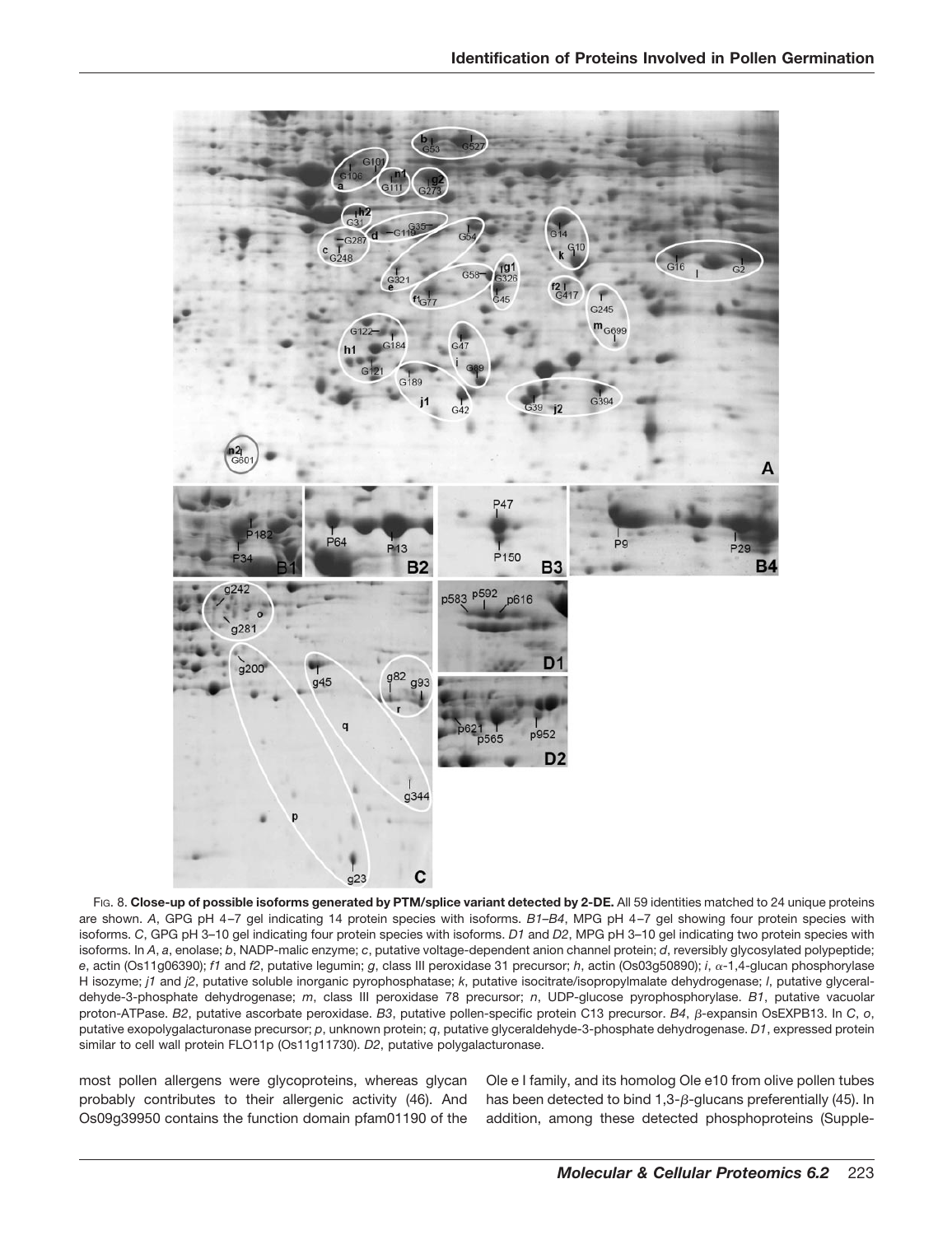FIG. 8. **Close-up of possible isoforms generated by PTM/splice variant detected by 2-DE.** All 59 identities matched to 24 unique proteins are shown. *A*, GPG pH 4–7 gel indicating 14 protein species with isoforms. *B1–B4*, MPG pH 4–7 gel showing four protein species with isoforms. *C*, GPG pH 3–10 gel indicating four protein species with isoforms. *D1* and *D2*, MPG pH 3–10 gel indicating two protein species with isoforms. In *A*, *a*, enolase; *b*, NADP-malic enzyme; *c*, putative voltage-dependent anion channel protein; *d*, reversibly glycosylated polypeptide; *e*, actin (Os11g06390); *f1* and *f2*, putative legumin; *g*, class III peroxidase 31 precursor; *h*, actin (Os03g50890); *i*, $\alpha$-1,4-glucan phosphorylase H isozyme; *j1* and *j2*, putative soluble inorganic pyrophosphatase; *k*, putative isocitrate/isopropylmalate dehydrogenase; *l*, putative glyceraldehyde-3-phosphate dehydrogenase; *m*, class III peroxidase 78 precursor; *n*, UDP-glucose pyrophosphorylase. *B1*, putative vacuolar proton-ATPase. *B2*, putative ascorbate peroxidase. *B3*, putative pollen-specific protein C13 precursor. *B4*, $\beta$-expansin OsEXPB13. In *C*, *o*, putative exopolygalacturonase precursor; *p*, unknown protein; *q*, putative glyceraldehyde-3-phosphate dehydrogenase. *D1*, expressed protein similar to cell wall protein FLO11p (Os11g11730). *D2*, putative polygalacturonase.

most pollen allergens were glycoproteins, whereas glycan probably contributes to their allergenic activity (46). And Os09g39950 contains the function domain pfam01190 of the Ole e I family, and its homolog Ole e10 from olive pollen tubes has been detected to bind 1,3-$\beta$-glucans preferentially (45). In addition, among these detected phosphoproteins (Supple-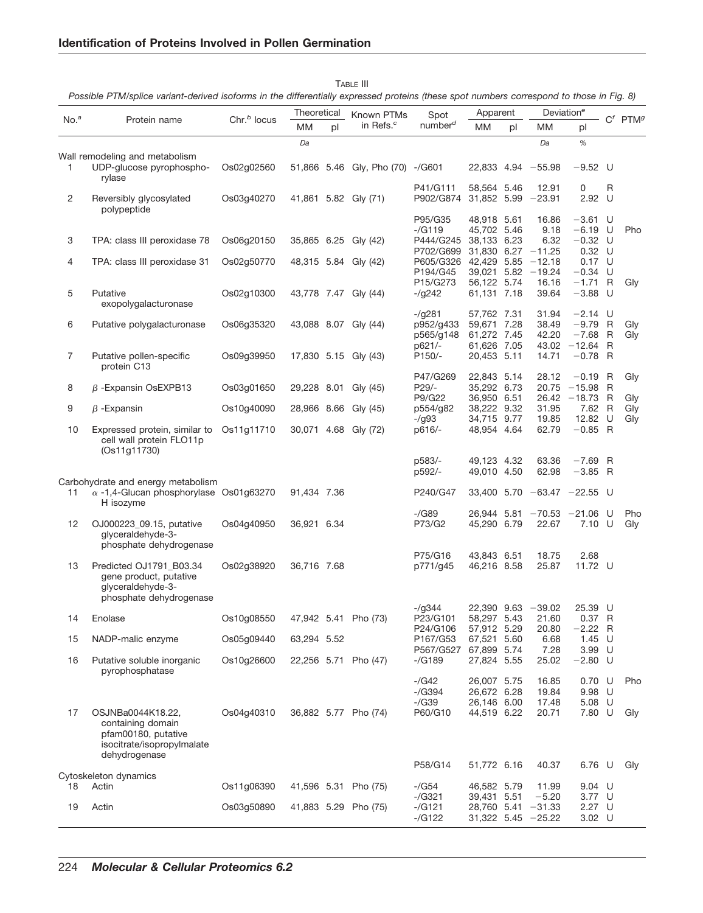TABLE III

*Possible PTM/splice variant-derived isoforms in the differentially expressed proteins (these spot numbers correspond to those in Fig. 8)*

| No.[a] | Protein name | Chr.[b] locus | Theoretical | | Known PTMs in Refs.[c] | Spot number[d] | Apparent | | Deviation[e] | | C[f] | PTM[g] |
|---|---|---|---|---|---|---|---|---|---|---|---|---|
| | | | MM | pI | | | MM | pI | MM | pI | | |
| | | | *Da* | | | | | | *Da* | *%* | | |
| Wall remodeling and metabolism | | | | | | | | | | | | |
| 1 | UDP-glucose pyrophosphorylase | Os02g02560 | 51,866 | 5.46 | Gly, Pho (70) | -/G601 | 22,833 | 4.94 | −55.98 | −9.52 | U | |
| | | | | | | P41/G111 | 58,564 | 5.46 | 12.91 | 0 | R | |
| 2 | Reversibly glycosylated polypeptide | Os03g40270 | 41,861 | 5.82 | Gly (71) | P902/G874 | 31,852 | 5.99 | −23.91 | 2.92 | U | |
| | | | | | | P95/G35 | 48,918 | 5.61 | 16.86 | −3.61 | U | |
| | | | | | | -/G119 | 45,702 | 5.46 | 9.18 | −6.19 | U | Pho |
| 3 | TPA: class III peroxidase 78 | Os06g20150 | 35,865 | 6.25 | Gly (42) | P444/G245 | 38,133 | 6.23 | 6.32 | −0.32 | U | |
| | | | | | | P702/G699 | 31,830 | 6.27 | −11.25 | 0.32 | U | |
| 4 | TPA: class III peroxidase 31 | Os02g50770 | 48,315 | 5.84 | Gly (42) | P605/G326 | 42,429 | 5.85 | −12.18 | 0.17 | U | |
| | | | | | | P194/G45 | 39,021 | 5.82 | −19.24 | −0.34 | U | |
| | | | | | | P15/G273 | 56,122 | 5.74 | 16.16 | −1.71 | R | Gly |
| 5 | Putative exopolygalacturonase | Os02g10300 | 43,778 | 7.47 | Gly (44) | -/g242 | 61,131 | 7.18 | 39.64 | −3.88 | U | |
| | | | | | | -/g281 | 57,762 | 7.31 | 31.94 | −2.14 | U | |
| 6 | Putative polygalacturonase | Os06g35320 | 43,088 | 8.07 | Gly (44) | p952/g433 | 59,671 | 7.28 | 38.49 | −9.79 | R | Gly |
| | | | | | | p565/g148 | 61,272 | 7.45 | 42.20 | −7.68 | R | Gly |
| | | | | | | p621/- | 61,626 | 7.05 | 43.02 | −12.64 | R | |
| 7 | Putative pollen-specific protein C13 | Os09g39950 | 17,830 | 5.15 | Gly (43) | P150/- | 20,453 | 5.11 | 14.71 | −0.78 | R | |
| | | | | | | P47/G269 | 22,843 | 5.14 | 28.12 | −0.19 | R | Gly |
| 8 | β-Expansin OsEXPB13 | Os03g01650 | 29,228 | 8.01 | Gly (45) | P29/- | 35,292 | 6.73 | 20.75 | −15.98 | R | |
| | | | | | | P9/G22 | 36,950 | 6.51 | 26.42 | −18.73 | R | Gly |
| 9 | β-Expansin | Os10g40090 | 28,966 | 8.66 | Gly (45) | p554/g82 | 38,222 | 9.32 | 31.95 | 7.62 | R | Gly |
| | | | | | | -/g93 | 34,715 | 9.77 | 19.85 | 12.82 | U | Gly |
| 10 | Expressed protein, similar to cell wall protein FLO11p (Os11g11730) | Os11g11710 | 30,071 | 4.68 | Gly (72) | p616/- | 48,954 | 4.64 | 62.79 | −0.85 | R | |
| | | | | | | p583/- | 49,123 | 4.32 | 63.36 | −7.69 | R | |
| | | | | | | p592/- | 49,010 | 4.50 | 62.98 | −3.85 | R | |
| Carbohydrate and energy metabolism | | | | | | | | | | | | |
| 11 | α-1,4-Glucan phosphorylase H isozyme | Os01g63270 | 91,434 | 7.36 | | P240/G47 | 33,400 | 5.70 | −63.47 | −22.55 | U | |
| | | | | | | -/G89 | 26,944 | 5.81 | −70.53 | −21.06 | U | Pho |
| 12 | OJ000223_09.15, putative glyceraldehyde-3-phosphate dehydrogenase | Os04g40950 | 36,921 | 6.34 | | P73/G2 | 45,290 | 6.79 | 22.67 | 7.10 | U | Gly |
| | | | | | | P75/G16 | 43,843 | 6.51 | 18.75 | 2.68 | | |
| 13 | Predicted OJ1791_B03.34 gene product, putative glyceraldehyde-3-phosphate dehydrogenase | Os02g38920 | 36,716 | 7.68 | | p771/g45 | 46,216 | 8.58 | 25.87 | 11.72 | U | |
| | | | | | | -/g344 | 22,390 | 9.63 | −39.02 | 25.39 | U | |
| 14 | Enolase | Os10g08550 | 47,942 | 5.41 | Pho (73) | P23/G101 | 58,297 | 5.43 | 21.60 | 0.37 | R | |
| | | | | | | P24/G106 | 57,912 | 5.29 | 20.80 | −2.22 | R | |
| 15 | NADP-malic enzyme | Os05g09440 | 63,294 | 5.52 | | P167/G53 | 67,521 | 5.60 | 6.68 | 1.45 | U | |
| | | | | | | P567/G527 | 67,899 | 5.74 | 7.28 | 3.99 | U | |
| 16 | Putative soluble inorganic pyrophosphatase | Os10g26600 | 22,256 | 5.71 | Pho (47) | -/G189 | 27,824 | 5.55 | 25.02 | −2.80 | U | |
| | | | | | | -/G42 | 26,007 | 5.75 | 16.85 | 0.70 | U | Pho |
| | | | | | | -/G394 | 26,672 | 6.28 | 19.84 | 9.98 | U | |
| | | | | | | -/G39 | 26,146 | 6.00 | 17.48 | 5.08 | U | |
| 17 | OSJNBa0044K18.22, containing domain pfam00180, putative isocitrate/isopropylmalate dehydrogenase | Os04g40310 | 36,882 | 5.77 | Pho (74) | P60/G10 | 44,519 | 6.22 | 20.71 | 7.80 | U | Gly |
| | | | | | | P58/G14 | 51,772 | 6.16 | 40.37 | 6.76 | U | Gly |
| Cytoskeleton dynamics | | | | | | | | | | | | |
| 18 | Actin | Os11g06390 | 41,596 | 5.31 | Pho (75) | -/G54 | 46,582 | 5.79 | 11.99 | 9.04 | U | |
| | | | | | | -/G321 | 39,431 | 5.51 | −5.20 | 3.77 | U | |
| 19 | Actin | Os03g50890 | 41,883 | 5.29 | Pho (75) | -/G121 | 28,760 | 5.41 | −31.33 | 2.27 | U | |
| | | | | | | -/G122 | 31,322 | 5.45 | −25.22 | 3.02 | U | |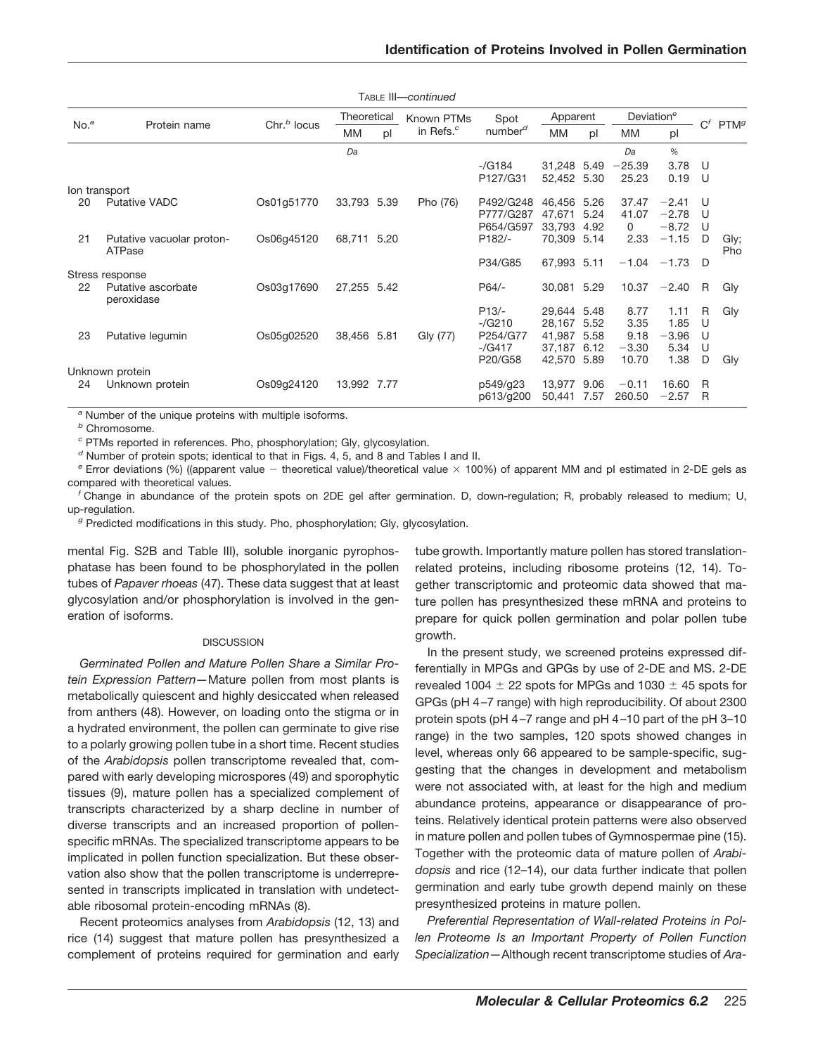TABLE III—*continued*

| No.[a] | Protein name | Chr.[b] locus | Theoretical | | Known PTMs in Refs.[c] | Spot number[d] | Apparent | | Deviation[e] | | C[f] | PTM[g] |
|---|---|---|---|---|---|---|---|---|---|---|---|---|
| | | | MM | pI | | | MM | pI | MM | pI | | |
| | | | *Da* | | | | | | *Da* | *%* | | |
| | | | | | | -/G184 | 31,248 | 5.49 | −25.39 | 3.78 | U | |
| | | | | | | P127/G31 | 52,452 | 5.30 | 25.23 | 0.19 | U | |
| Ion transport | | | | | | | | | | | | |
| 20 | Putative VADC | Os01g51770 | 33,793 | 5.39 | Pho (76) | P492/G248 | 46,456 | 5.26 | 37.47 | −2.41 | U | |
| | | | | | | P777/G287 | 47,671 | 5.24 | 41.07 | −2.78 | U | |
| | | | | | | P654/G597 | 33,793 | 4.92 | 0 | −8.72 | U | |
| 21 | Putative vacuolar proton-ATPase | Os06g45120 | 68,711 | 5.20 | | P182/- | 70,309 | 5.14 | 2.33 | −1.15 | D | Gly; Pho |
| | | | | | | P34/G85 | 67,993 | 5.11 | −1.04 | −1.73 | D | |
| Stress response | | | | | | | | | | | | |
| 22 | Putative ascorbate peroxidase | Os03g17690 | 27,255 | 5.42 | | P64/- | 30,081 | 5.29 | 10.37 | −2.40 | R | Gly |
| | | | | | | P13/- | 29,644 | 5.48 | 8.77 | 1.11 | R | Gly |
| | | | | | | -/G210 | 28,167 | 5.52 | 3.35 | 1.85 | U | |
| 23 | Putative legumin | Os05g02520 | 38,456 | 5.81 | Gly (77) | P254/G77 | 41,987 | 5.58 | 9.18 | −3.96 | U | |
| | | | | | | -/G417 | 37,187 | 6.12 | −3.30 | 5.34 | U | |
| | | | | | | P20/G58 | 42,570 | 5.89 | 10.70 | 1.38 | D | Gly |
| Unknown protein | | | | | | | | | | | | |
| 24 | Unknown protein | Os09g24120 | 13,992 | 7.77 | | p549/g23 | 13,977 | 9.06 | −0.11 | 16.60 | R | |
| | | | | | | p613/g200 | 50,441 | 7.57 | 260.50 | −2.57 | R | |

[a] Number of the unique proteins with multiple isoforms.

[b] Chromosome.

[c] PTMs reported in references. Pho, phosphorylation; Gly, glycosylation.

[d] Number of protein spots; identical to that in Figs. 4, 5, and 8 and Tables I and II.

[e] Error deviations (%) ((apparent value − theoretical value)/theoretical value × 100%) of apparent MM and pI estimated in 2-DE gels as compared with theoretical values.

[f] Change in abundance of the protein spots on 2DE gel after germination. D, down-regulation; R, probably released to medium; U, up-regulation.

[g] Predicted modifications in this study. Pho, phosphorylation; Gly, glycosylation.

mental Fig. S2B and Table III), soluble inorganic pyrophosphatase has been found to be phosphorylated in the pollen tubes of *Papaver rhoeas* (47). These data suggest that at least glycosylation and/or phosphorylation is involved in the generation of isoforms.

## DISCUSSION

*Germinated Pollen and Mature Pollen Share a Similar Protein Expression Pattern*—Mature pollen from most plants is metabolically quiescent and highly desiccated when released from anthers (48). However, on loading onto the stigma or in a hydrated environment, the pollen can germinate to give rise to a polarly growing pollen tube in a short time. Recent studies of the *Arabidopsis* pollen transcriptome revealed that, compared with early developing microspores (49) and sporophytic tissues (9), mature pollen has a specialized complement of transcripts characterized by a sharp decline in number of diverse transcripts and an increased proportion of pollen-specific mRNAs. The specialized transcriptome appears to be implicated in pollen function specialization. But these observation also show that the pollen transcriptome is underrepresented in transcripts implicated in translation with undetectable ribosomal protein-encoding mRNAs (8).

Recent proteomics analyses from *Arabidopsis* (12, 13) and rice (14) suggest that mature pollen has presynthesized a complement of proteins required for germination and early tube growth. Importantly mature pollen has stored translation-related proteins, including ribosome proteins (12, 14). Together transcriptomic and proteomic data showed that mature pollen has presynthesized these mRNA and proteins to prepare for quick pollen germination and polar pollen tube growth.

In the present study, we screened proteins expressed differentially in MPGs and GPGs by use of 2-DE and MS. 2-DE revealed 1004 ± 22 spots for MPGs and 1030 ± 45 spots for GPGs (pH 4–7 range) with high reproducibility. Of about 2300 protein spots (pH 4–7 range and pH 4–10 part of the pH 3–10 range) in the two samples, 120 spots showed changes in level, whereas only 66 appeared to be sample-specific, suggesting that the changes in development and metabolism were not associated with, at least for the high and medium abundance proteins, appearance or disappearance of proteins. Relatively identical protein patterns were also observed in mature pollen and pollen tubes of Gymnospermae pine (15). Together with the proteomic data of mature pollen of *Arabidopsis* and rice (12–14), our data further indicate that pollen germination and early tube growth depend mainly on these presynthesized proteins in mature pollen.

*Preferential Representation of Wall-related Proteins in Pollen Proteome Is an Important Property of Pollen Function Specialization*—Although recent transcriptome studies of *Ara-*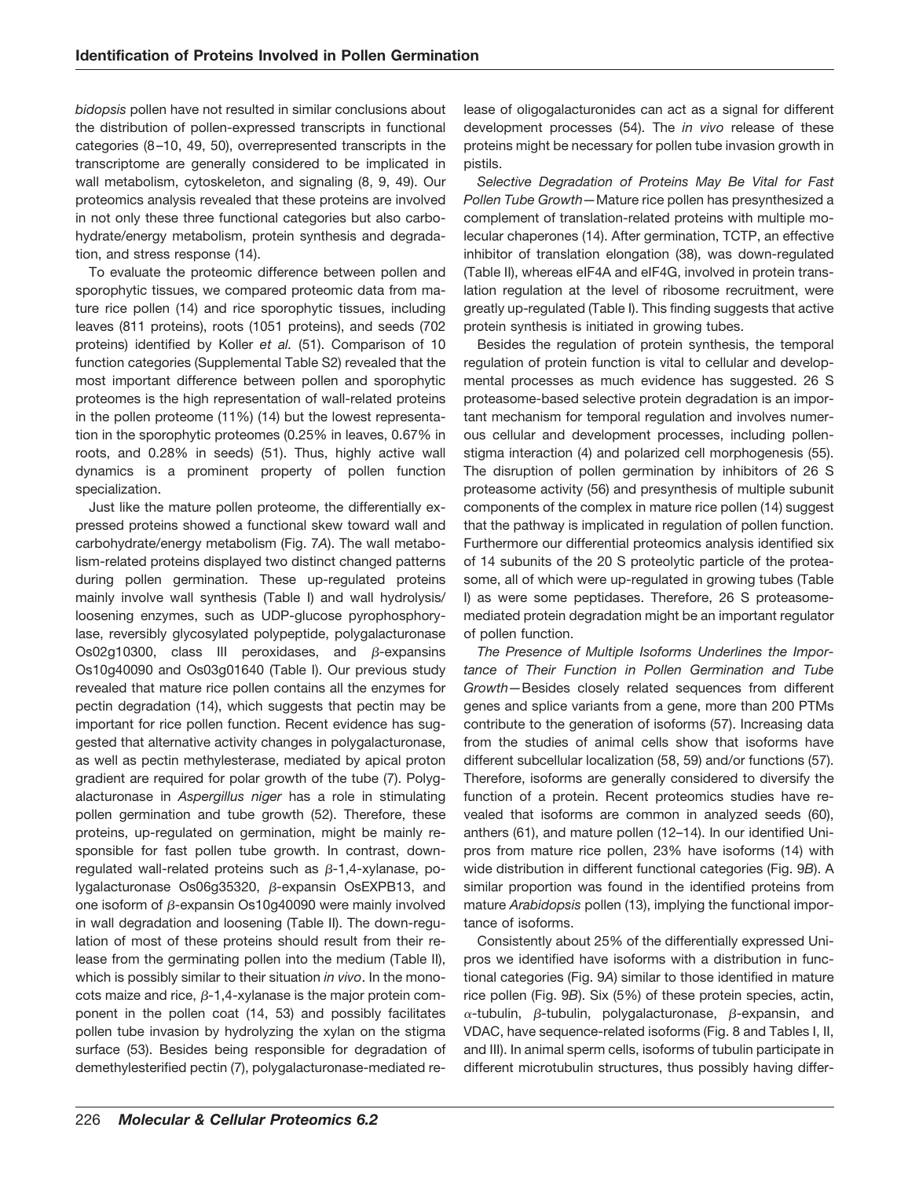*bidopsis* pollen have not resulted in similar conclusions about the distribution of pollen-expressed transcripts in functional categories (8–10, 49, 50), overrepresented transcripts in the transcriptome are generally considered to be implicated in wall metabolism, cytoskeleton, and signaling (8, 9, 49). Our proteomics analysis revealed that these proteins are involved in not only these three functional categories but also carbohydrate/energy metabolism, protein synthesis and degradation, and stress response (14).

To evaluate the proteomic difference between pollen and sporophytic tissues, we compared proteomic data from mature rice pollen (14) and rice sporophytic tissues, including leaves (811 proteins), roots (1051 proteins), and seeds (702 proteins) identified by Koller *et al.* (51). Comparison of 10 function categories (Supplemental Table S2) revealed that the most important difference between pollen and sporophytic proteomes is the high representation of wall-related proteins in the pollen proteome (11%) (14) but the lowest representation in the sporophytic proteomes (0.25% in leaves, 0.67% in roots, and 0.28% in seeds) (51). Thus, highly active wall dynamics is a prominent property of pollen function specialization.

Just like the mature pollen proteome, the differentially expressed proteins showed a functional skew toward wall and carbohydrate/energy metabolism (Fig. 7*A*). The wall metabolism-related proteins displayed two distinct changed patterns during pollen germination. These up-regulated proteins mainly involve wall synthesis (Table I) and wall hydrolysis/loosening enzymes, such as UDP-glucose pyrophosphorylase, reversibly glycosylated polypeptide, polygalacturonase Os02g10300, class III peroxidases, and $\beta$-expansins Os10g40090 and Os03g01640 (Table I). Our previous study revealed that mature rice pollen contains all the enzymes for pectin degradation (14), which suggests that pectin may be important for rice pollen function. Recent evidence has suggested that alternative activity changes in polygalacturonase, as well as pectin methylesterase, mediated by apical proton gradient are required for polar growth of the tube (7). Polygalacturonase in *Aspergillus niger* has a role in stimulating pollen germination and tube growth (52). Therefore, these proteins, up-regulated on germination, might be mainly responsible for fast pollen tube growth. In contrast, down-regulated wall-related proteins such as $\beta$-1,4-xylanase, polygalacturonase Os06g35320, $\beta$-expansin OsEXPB13, and one isoform of $\beta$-expansin Os10g40090 were mainly involved in wall degradation and loosening (Table II). The down-regulation of most of these proteins should result from their release from the germinating pollen into the medium (Table II), which is possibly similar to their situation *in vivo*. In the monocots maize and rice, $\beta$-1,4-xylanase is the major protein component in the pollen coat (14, 53) and possibly facilitates pollen tube invasion by hydrolyzing the xylan on the stigma surface (53). Besides being responsible for degradation of demethylesterified pectin (7), polygalacturonase-mediated release of oligogalacturonides can act as a signal for different development processes (54). The *in vivo* release of these proteins might be necessary for pollen tube invasion growth in pistils.

*Selective Degradation of Proteins May Be Vital for Fast Pollen Tube Growth*—Mature rice pollen has presynthesized a complement of translation-related proteins with multiple molecular chaperones (14). After germination, TCTP, an effective inhibitor of translation elongation (38), was down-regulated (Table II), whereas eIF4A and eIF4G, involved in protein translation regulation at the level of ribosome recruitment, were greatly up-regulated (Table I). This finding suggests that active protein synthesis is initiated in growing tubes.

Besides the regulation of protein synthesis, the temporal regulation of protein function is vital to cellular and developmental processes as much evidence has suggested. 26 S proteasome-based selective protein degradation is an important mechanism for temporal regulation and involves numerous cellular and development processes, including pollen-stigma interaction (4) and polarized cell morphogenesis (55). The disruption of pollen germination by inhibitors of 26 S proteasome activity (56) and presynthesis of multiple subunit components of the complex in mature rice pollen (14) suggest that the pathway is implicated in regulation of pollen function. Furthermore our differential proteomics analysis identified six of 14 subunits of the 20 S proteolytic particle of the proteasome, all of which were up-regulated in growing tubes (Table I) as were some peptidases. Therefore, 26 S proteasome-mediated protein degradation might be an important regulator of pollen function.

*The Presence of Multiple Isoforms Underlines the Importance of Their Function in Pollen Germination and Tube Growth*—Besides closely related sequences from different genes and splice variants from a gene, more than 200 PTMs contribute to the generation of isoforms (57). Increasing data from the studies of animal cells show that isoforms have different subcellular localization (58, 59) and/or functions (57). Therefore, isoforms are generally considered to diversify the function of a protein. Recent proteomics studies have revealed that isoforms are common in analyzed seeds (60), anthers (61), and mature pollen (12–14). In our identified Unipros from mature rice pollen, 23% have isoforms (14) with wide distribution in different functional categories (Fig. 9*B*). A similar proportion was found in the identified proteins from mature *Arabidopsis* pollen (13), implying the functional importance of isoforms.

Consistently about 25% of the differentially expressed Unipros we identified have isoforms with a distribution in functional categories (Fig. 9*A*) similar to those identified in mature rice pollen (Fig. 9*B*). Six (5%) of these protein species, actin, $\alpha$-tubulin, $\beta$-tubulin, polygalacturonase, $\beta$-expansin, and VDAC, have sequence-related isoforms (Fig. 8 and Tables I, II, and III). In animal sperm cells, isoforms of tubulin participate in different microtubulin structures, thus possibly having differ-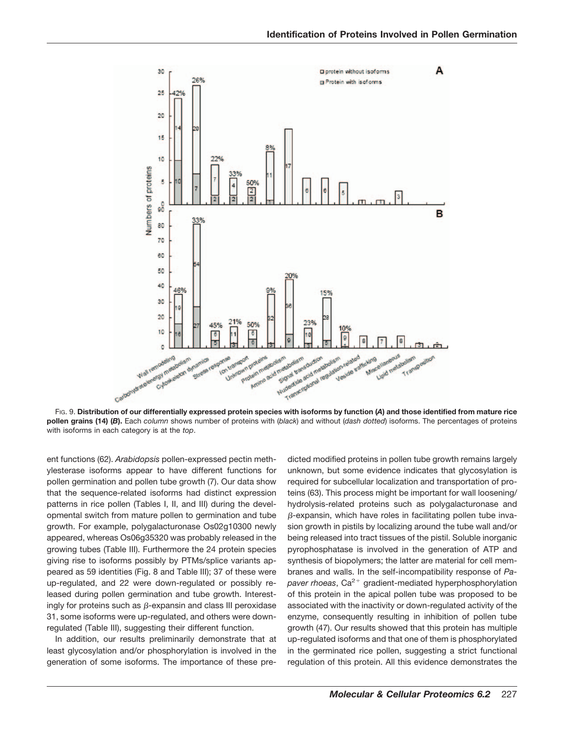FIG. 9. **Distribution of our differentially expressed protein species with isoforms by function (*A*) and those identified from mature rice pollen grains (14) (*B*).** Each *column* shows number of proteins with (*black*) and without (*dash dotted*) isoforms. The percentages of proteins with isoforms in each category is at the *top*.

ent functions (62). *Arabidopsis* pollen-expressed pectin methylesterase isoforms appear to have different functions for pollen germination and pollen tube growth (7). Our data show that the sequence-related isoforms had distinct expression patterns in rice pollen (Tables I, II, and III) during the developmental switch from mature pollen to germination and tube growth. For example, polygalacturonase Os02g10300 newly appeared, whereas Os06g35320 was probably released in the growing tubes (Table III). Furthermore the 24 protein species giving rise to isoforms possibly by PTMs/splice variants appeared as 59 identities (Fig. 8 and Table III); 37 of these were up-regulated, and 22 were down-regulated or possibly released during pollen germination and tube growth. Interestingly for proteins such as β-expansin and class III peroxidase 31, some isoforms were up-regulated, and others were down-regulated (Table III), suggesting their different function.

In addition, our results preliminarily demonstrate that at least glycosylation and/or phosphorylation is involved in the generation of some isoforms. The importance of these predicted modified proteins in pollen tube growth remains largely unknown, but some evidence indicates that glycosylation is required for subcellular localization and transportation of proteins (63). This process might be important for wall loosening/hydrolysis-related proteins such as polygalacturonase and β-expansin, which have roles in facilitating pollen tube invasion growth in pistils by localizing around the tube wall and/or being released into tract tissues of the pistil. Soluble inorganic pyrophosphatase is involved in the generation of ATP and synthesis of biopolymers; the latter are material for cell membranes and walls. In the self-incompatibility response of *Papaver rhoeas*, $Ca^{2+}$ gradient-mediated hyperphosphorylation of this protein in the apical pollen tube was proposed to be associated with the inactivity or down-regulated activity of the enzyme, consequently resulting in inhibition of pollen tube growth (47). Our results showed that this protein has multiple up-regulated isoforms and that one of them is phosphorylated in the germinated rice pollen, suggesting a strict functional regulation of this protein. All this evidence demonstrates the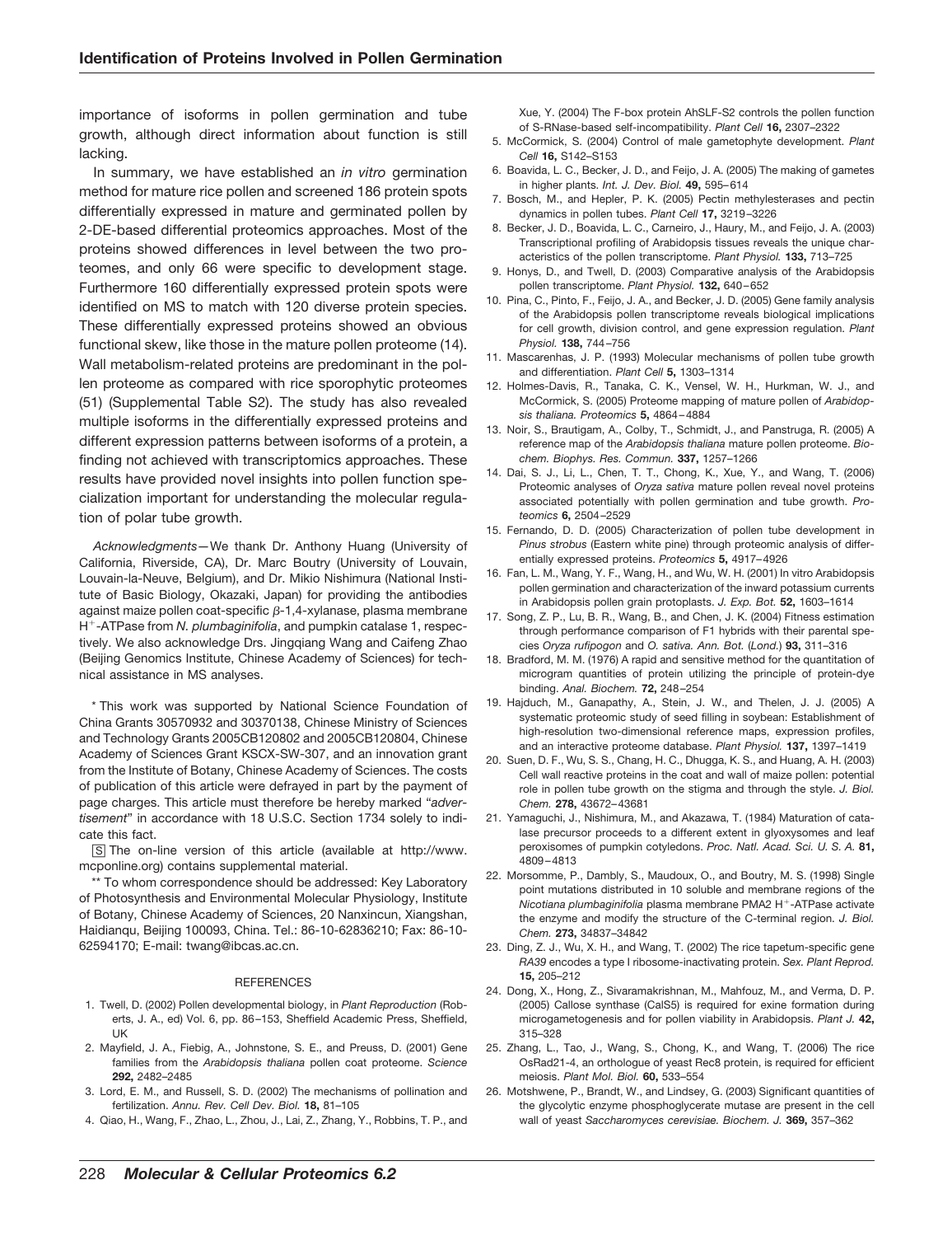importance of isoforms in pollen germination and tube growth, although direct information about function is still lacking.

In summary, we have established an *in vitro* germination method for mature rice pollen and screened 186 protein spots differentially expressed in mature and germinated pollen by 2-DE-based differential proteomics approaches. Most of the proteins showed differences in level between the two proteomes, and only 66 were specific to development stage. Furthermore 160 differentially expressed protein spots were identified on MS to match with 120 diverse protein species. These differentially expressed proteins showed an obvious functional skew, like those in the mature pollen proteome (14). Wall metabolism-related proteins are predominant in the pollen proteome as compared with rice sporophytic proteomes (51) (Supplemental Table S2). The study has also revealed multiple isoforms in the differentially expressed proteins and different expression patterns between isoforms of a protein, a finding not achieved with transcriptomics approaches. These results have provided novel insights into pollen function specialization important for understanding the molecular regulation of polar tube growth.

*Acknowledgments*—We thank Dr. Anthony Huang (University of California, Riverside, CA), Dr. Marc Boutry (University of Louvain, Louvain-la-Neuve, Belgium), and Dr. Mikio Nishimura (National Institute of Basic Biology, Okazaki, Japan) for providing the antibodies against maize pollen coat-specific β-1,4-xylanase, plasma membrane $H^+$-ATPase from *N. plumbaginifolia*, and pumpkin catalase 1, respectively. We also acknowledge Drs. Jingqiang Wang and Caifeng Zhao (Beijing Genomics Institute, Chinese Academy of Sciences) for technical assistance in MS analyses.

\* This work was supported by National Science Foundation of China Grants 30570932 and 30370138, Chinese Ministry of Sciences and Technology Grants 2005CB120802 and 2005CB120804, Chinese Academy of Sciences Grant KSCX-SW-307, and an innovation grant from the Institute of Botany, Chinese Academy of Sciences. The costs of publication of this article were defrayed in part by the payment of page charges. This article must therefore be hereby marked "*advertisement*" in accordance with 18 U.S.C. Section 1734 solely to indicate this fact.

[S] The on-line version of this article (available at http://www.mcponline.org) contains supplemental material.

\*\* To whom correspondence should be addressed: Key Laboratory of Photosynthesis and Environmental Molecular Physiology, Institute of Botany, Chinese Academy of Sciences, 20 Nanxincun, Xiangshan, Haidianqu, Beijing 100093, China. Tel.: 86-10-62836210; Fax: 86-10-62594170; E-mail: twang@ibcas.ac.cn.

## REFERENCES

1. Twell, D. (2002) Pollen developmental biology, in *Plant Reproduction* (Roberts, J. A., ed) Vol. 6, pp. 86–153, Sheffield Academic Press, Sheffield, UK
2. Mayfield, J. A., Fiebig, A., Johnstone, S. E., and Preuss, D. (2001) Gene families from the *Arabidopsis thaliana* pollen coat proteome. *Science* **292,** 2482–2485
3. Lord, E. M., and Russell, S. D. (2002) The mechanisms of pollination and fertilization. *Annu. Rev. Cell Dev. Biol.* **18,** 81–105
4. Qiao, H., Wang, F., Zhao, L., Zhou, J., Lai, Z., Zhang, Y., Robbins, T. P., and Xue, Y. (2004) The F-box protein AhSLF-S2 controls the pollen function of S-RNase-based self-incompatibility. *Plant Cell* **16,** 2307–2322
5. McCormick, S. (2004) Control of male gametophyte development. *Plant Cell* **16,** S142–S153
6. Boavida, L. C., Becker, J. D., and Feijo, J. A. (2005) The making of gametes in higher plants. *Int. J. Dev. Biol.* **49,** 595–614
7. Bosch, M., and Hepler, P. K. (2005) Pectin methylesterases and pectin dynamics in pollen tubes. *Plant Cell* **17,** 3219–3226
8. Becker, J. D., Boavida, L. C., Carneiro, J., Haury, M., and Feijo, J. A. (2003) Transcriptional profiling of Arabidopsis tissues reveals the unique characteristics of the pollen transcriptome. *Plant Physiol.* **133,** 713–725
9. Honys, D., and Twell, D. (2003) Comparative analysis of the Arabidopsis pollen transcriptome. *Plant Physiol.* **132,** 640–652
10. Pina, C., Pinto, F., Feijo, J. A., and Becker, J. D. (2005) Gene family analysis of the Arabidopsis pollen transcriptome reveals biological implications for cell growth, division control, and gene expression regulation. *Plant Physiol.* **138,** 744–756
11. Mascarenhas, J. P. (1993) Molecular mechanisms of pollen tube growth and differentiation. *Plant Cell* **5,** 1303–1314
12. Holmes-Davis, R., Tanaka, C. K., Vensel, W. H., Hurkman, W. J., and McCormick, S. (2005) Proteome mapping of mature pollen of *Arabidopsis thaliana*. *Proteomics* **5,** 4864–4884
13. Noir, S., Brautigam, A., Colby, T., Schmidt, J., and Panstruga, R. (2005) A reference map of the *Arabidopsis thaliana* mature pollen proteome. *Biochem. Biophys. Res. Commun.* **337,** 1257–1266
14. Dai, S. J., Li, L., Chen, T. T., Chong, K., Xue, Y., and Wang, T. (2006) Proteomic analyses of *Oryza sativa* mature pollen reveal novel proteins associated potentially with pollen germination and tube growth. *Proteomics* **6,** 2504–2529
15. Fernando, D. D. (2005) Characterization of pollen tube development in *Pinus strobus* (Eastern white pine) through proteomic analysis of differentially expressed proteins. *Proteomics* **5,** 4917–4926
16. Fan, L. M., Wang, Y. F., Wang, H., and Wu, W. H. (2001) In vitro Arabidopsis pollen germination and characterization of the inward potassium currents in Arabidopsis pollen grain protoplasts. *J. Exp. Bot.* **52,** 1603–1614
17. Song, Z. P., Lu, B. R., Wang, B., and Chen, J. K. (2004) Fitness estimation through performance comparison of F1 hybrids with their parental species *Oryza rufipogon* and *O. sativa*. *Ann. Bot.* (*Lond.*) **93,** 311–316
18. Bradford, M. M. (1976) A rapid and sensitive method for the quantitation of microgram quantities of protein utilizing the principle of protein-dye binding. *Anal. Biochem.* **72,** 248–254
19. Hajduch, M., Ganapathy, A., Stein, J. W., and Thelen, J. J. (2005) A systematic proteomic study of seed filling in soybean: Establishment of high-resolution two-dimensional reference maps, expression profiles, and an interactive proteome database. *Plant Physiol.* **137,** 1397–1419
20. Suen, D. F., Wu, S. S., Chang, H. C., Dhugga, K. S., and Huang, A. H. (2003) Cell wall reactive proteins in the coat and wall of maize pollen: potential role in pollen tube growth on the stigma and through the style. *J. Biol. Chem.* **278,** 43672–43681
21. Yamaguchi, J., Nishimura, M., and Akazawa, T. (1984) Maturation of catalase precursor proceeds to a different extent in glyoxysomes and leaf peroxisomes of pumpkin cotyledons. *Proc. Natl. Acad. Sci. U. S. A.* **81,** 4809–4813
22. Morsomme, P., Dambly, S., Maudoux, O., and Boutry, M. S. (1998) Single point mutations distributed in 10 soluble and membrane regions of the *Nicotiana plumbaginifolia* plasma membrane PMA2 $H^+$-ATPase activate the enzyme and modify the structure of the C-terminal region. *J. Biol. Chem.* **273,** 34837–34842
23. Ding, Z. J., Wu, X. H., and Wang, T. (2002) The rice tapetum-specific gene *RA39* encodes a type I ribosome-inactivating protein. *Sex. Plant Reprod.* **15,** 205–212
24. Dong, X., Hong, Z., Sivaramakrishnan, M., Mahfouz, M., and Verma, D. P. (2005) Callose synthase (CalS5) is required for exine formation during microgametogenesis and for pollen viability in Arabidopsis. *Plant J.* **42,** 315–328
25. Zhang, L., Tao, J., Wang, S., Chong, K., and Wang, T. (2006) The rice OsRad21-4, an orthologue of yeast Rec8 protein, is required for efficient meiosis. *Plant Mol. Biol.* **60,** 533–554
26. Motshwene, P., Brandt, W., and Lindsey, G. (2003) Significant quantities of the glycolytic enzyme phosphoglycerate mutase are present in the cell wall of yeast *Saccharomyces cerevisiae*. *Biochem. J.* **369,** 357–362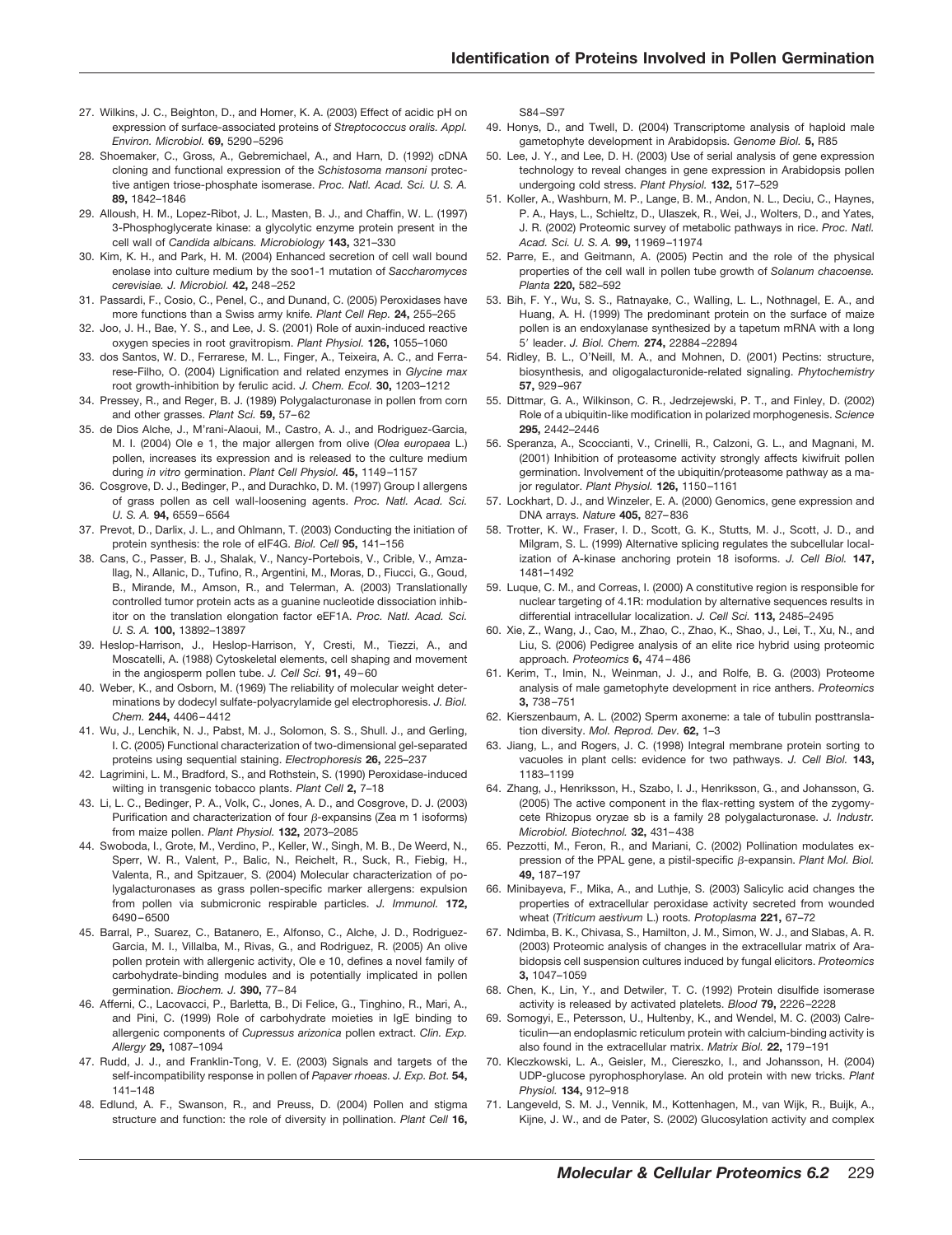27. Wilkins, J. C., Beighton, D., and Homer, K. A. (2003) Effect of acidic pH on expression of surface-associated proteins of *Streptococcus oralis*. *Appl. Environ. Microbiol.* **69,** 5290–5296
28. Shoemaker, C., Gross, A., Gebremichael, A., and Harn, D. (1992) cDNA cloning and functional expression of the *Schistosoma mansoni* protective antigen triose-phosphate isomerase. *Proc. Natl. Acad. Sci. U. S. A.* **89,** 1842–1846
29. Alloush, H. M., Lopez-Ribot, J. L., Masten, B. J., and Chaffin, W. L. (1997) 3-Phosphoglycerate kinase: a glycolytic enzyme protein present in the cell wall of *Candida albicans*. *Microbiology* **143,** 321–330
30. Kim, K. H., and Park, H. M. (2004) Enhanced secretion of cell wall bound enolase into culture medium by the soo1-1 mutation of *Saccharomyces cerevisiae*. *J. Microbiol.* **42,** 248–252
31. Passardi, F., Cosio, C., Penel, C., and Dunand, C. (2005) Peroxidases have more functions than a Swiss army knife. *Plant Cell Rep.* **24,** 255–265
32. Joo, J. H., Bae, Y. S., and Lee, J. S. (2001) Role of auxin-induced reactive oxygen species in root gravitropism. *Plant Physiol.* **126,** 1055–1060
33. dos Santos, W. D., Ferrarese, M. L., Finger, A., Teixeira, A. C., and Ferrarese-Filho, O. (2004) Lignification and related enzymes in *Glycine max* root growth-inhibition by ferulic acid. *J. Chem. Ecol.* **30,** 1203–1212
34. Pressey, R., and Reger, B. J. (1989) Polygalacturonase in pollen from corn and other grasses. *Plant Sci.* **59,** 57–62
35. de Dios Alche, J., M'rani-Alaoui, M., Castro, A. J., and Rodriguez-Garcia, M. I. (2004) Ole e 1, the major allergen from olive (*Olea europaea* L.) pollen, increases its expression and is released to the culture medium during *in vitro* germination. *Plant Cell Physiol.* **45,** 1149–1157
36. Cosgrove, D. J., Bedinger, P., and Durachko, D. M. (1997) Group I allergens of grass pollen as cell wall-loosening agents. *Proc. Natl. Acad. Sci. U. S. A.* **94,** 6559–6564
37. Prevot, D., Darlix, J. L., and Ohlmann, T. (2003) Conducting the initiation of protein synthesis: the role of eIF4G. *Biol. Cell* **95,** 141–156
38. Cans, C., Passer, B. J., Shalak, V., Nancy-Portebois, V., Crible, V., Amzallag, N., Allanic, D., Tufino, R., Argentini, M., Moras, D., Fiucci, G., Goud, B., Mirande, M., Amson, R., and Telerman, A. (2003) Translationally controlled tumor protein acts as a guanine nucleotide dissociation inhibitor on the translation elongation factor eEF1A. *Proc. Natl. Acad. Sci. U. S. A.* **100,** 13892–13897
39. Heslop-Harrison, J., Heslop-Harrison, Y, Cresti, M., Tiezzi, A., and Moscatelli, A. (1988) Cytoskeletal elements, cell shaping and movement in the angiosperm pollen tube. *J. Cell Sci.* **91,** 49–60
40. Weber, K., and Osborn, M. (1969) The reliability of molecular weight determinations by dodecyl sulfate-polyacrylamide gel electrophoresis. *J. Biol. Chem.* **244,** 4406–4412
41. Wu, J., Lenchik, N. J., Pabst, M. J., Solomon, S. S., Shull. J., and Gerling, I. C. (2005) Functional characterization of two-dimensional gel-separated proteins using sequential staining. *Electrophoresis* **26,** 225–237
42. Lagrimini, L. M., Bradford, S., and Rothstein, S. (1990) Peroxidase-induced wilting in transgenic tobacco plants. *Plant Cell* **2,** 7–18
43. Li, L. C., Bedinger, P. A., Volk, C., Jones, A. D., and Cosgrove, D. J. (2003) Purification and characterization of four β-expansins (Zea m 1 isoforms) from maize pollen. *Plant Physiol.* **132,** 2073–2085
44. Swoboda, I., Grote, M., Verdino, P., Keller, W., Singh, M. B., De Weerd, N., Sperr, W. R., Valent, P., Balic, N., Reichelt, R., Suck, R., Fiebig, H., Valenta, R., and Spitzauer, S. (2004) Molecular characterization of polygalacturonases as grass pollen-specific marker allergens: expulsion from pollen via submicronic respirable particles. *J. Immunol.* **172,** 6490–6500
45. Barral, P., Suarez, C., Batanero, E., Alfonso, C., Alche, J. D., Rodriguez-Garcia, M. I., Villalba, M., Rivas, G., and Rodriguez, R. (2005) An olive pollen protein with allergenic activity, Ole e 10, defines a novel family of carbohydrate-binding modules and is potentially implicated in pollen germination. *Biochem. J.* **390,** 77–84
46. Afferni, C., Lacovacci, P., Barletta, B., Di Felice, G., Tinghino, R., Mari, A., and Pini, C. (1999) Role of carbohydrate moieties in IgE binding to allergenic components of *Cupressus arizonica* pollen extract. *Clin. Exp. Allergy* **29,** 1087–1094
47. Rudd, J. J., and Franklin-Tong, V. E. (2003) Signals and targets of the self-incompatibility response in pollen of *Papaver rhoeas*. *J. Exp. Bot.* **54,** 141–148
48. Edlund, A. F., Swanson, R., and Preuss, D. (2004) Pollen and stigma structure and function: the role of diversity in pollination. *Plant Cell* **16,** S84–S97
49. Honys, D., and Twell, D. (2004) Transcriptome analysis of haploid male gametophyte development in Arabidopsis. *Genome Biol.* **5,** R85
50. Lee, J. Y., and Lee, D. H. (2003) Use of serial analysis of gene expression technology to reveal changes in gene expression in Arabidopsis pollen undergoing cold stress. *Plant Physiol.* **132,** 517–529
51. Koller, A., Washburn, M. P., Lange, B. M., Andon, N. L., Deciu, C., Haynes, P. A., Hays, L., Schieltz, D., Ulaszek, R., Wei, J., Wolters, D., and Yates, J. R. (2002) Proteomic survey of metabolic pathways in rice. *Proc. Natl. Acad. Sci. U. S. A.* **99,** 11969–11974
52. Parre, E., and Geitmann, A. (2005) Pectin and the role of the physical properties of the cell wall in pollen tube growth of *Solanum chacoense*. *Planta* **220,** 582–592
53. Bih, F. Y., Wu, S. S., Ratnayake, C., Walling, L. L., Nothnagel, E. A., and Huang, A. H. (1999) The predominant protein on the surface of maize pollen is an endoxylanase synthesized by a tapetum mRNA with a long 5′ leader. *J. Biol. Chem.* **274,** 22884–22894
54. Ridley, B. L., O'Neill, M. A., and Mohnen, D. (2001) Pectins: structure, biosynthesis, and oligogalacturonide-related signaling. *Phytochemistry* **57,** 929–967
55. Dittmar, G. A., Wilkinson, C. R., Jedrzejewski, P. T., and Finley, D. (2002) Role of a ubiquitin-like modification in polarized morphogenesis. *Science* **295,** 2442–2446
56. Speranza, A., Scoccianti, V., Crinelli, R., Calzoni, G. L., and Magnani, M. (2001) Inhibition of proteasome activity strongly affects kiwifruit pollen germination. Involvement of the ubiquitin/proteasome pathway as a major regulator. *Plant Physiol.* **126,** 1150–1161
57. Lockhart, D. J., and Winzeler, E. A. (2000) Genomics, gene expression and DNA arrays. *Nature* **405,** 827–836
58. Trotter, K. W., Fraser, I. D., Scott, G. K., Stutts, M. J., Scott, J. D., and Milgram, S. L. (1999) Alternative splicing regulates the subcellular localization of A-kinase anchoring protein 18 isoforms. *J. Cell Biol.* **147,** 1481–1492
59. Luque, C. M., and Correas, I. (2000) A constitutive region is responsible for nuclear targeting of 4.1R: modulation by alternative sequences results in differential intracellular localization. *J. Cell Sci.* **113,** 2485–2495
60. Xie, Z., Wang, J., Cao, M., Zhao, C., Zhao, K., Shao, J., Lei, T., Xu, N., and Liu, S. (2006) Pedigree analysis of an elite rice hybrid using proteomic approach. *Proteomics* **6,** 474–486
61. Kerim, T., Imin, N., Weinman, J. J., and Rolfe, B. G. (2003) Proteome analysis of male gametophyte development in rice anthers. *Proteomics* **3,** 738–751
62. Kierszenbaum, A. L. (2002) Sperm axoneme: a tale of tubulin posttranslation diversity. *Mol. Reprod. Dev.* **62,** 1–3
63. Jiang, L., and Rogers, J. C. (1998) Integral membrane protein sorting to vacuoles in plant cells: evidence for two pathways. *J. Cell Biol.* **143,** 1183–1199
64. Zhang, J., Henriksson, H., Szabo, I. J., Henriksson, G., and Johansson, G. (2005) The active component in the flax-retting system of the zygomycete Rhizopus oryzae sb is a family 28 polygalacturonase. *J. Industr. Microbiol. Biotechnol.* **32,** 431–438
65. Pezzotti, M., Feron, R., and Mariani, C. (2002) Pollination modulates expression of the PPAL gene, a pistil-specific β-expansin. *Plant Mol. Biol.* **49,** 187–197
66. Minibayeva, F., Mika, A., and Luthje, S. (2003) Salicylic acid changes the properties of extracellular peroxidase activity secreted from wounded wheat (*Triticum aestivum* L.) roots. *Protoplasma* **221,** 67–72
67. Ndimba, B. K., Chivasa, S., Hamilton, J. M., Simon, W. J., and Slabas, A. R. (2003) Proteomic analysis of changes in the extracellular matrix of Arabidopsis cell suspension cultures induced by fungal elicitors. *Proteomics* **3,** 1047–1059
68. Chen, K., Lin, Y., and Detwiler, T. C. (1992) Protein disulfide isomerase activity is released by activated platelets. *Blood* **79,** 2226–2228
69. Somogyi, E., Petersson, U., Hultenby, K., and Wendel, M. C. (2003) Calreticulin—an endoplasmic reticulum protein with calcium-binding activity is also found in the extracellular matrix. *Matrix Biol.* **22,** 179–191
70. Kleczkowski, L. A., Geisler, M., Ciereszko, I., and Johansson, H. (2004) UDP-glucose pyrophosphorylase. An old protein with new tricks. *Plant Physiol.* **134,** 912–918
71. Langeveld, S. M. J., Vennik, M., Kottenhagen, M., van Wijk, R., Buijk, A., Kijne, J. W., and de Pater, S. (2002) Glucosylation activity and complex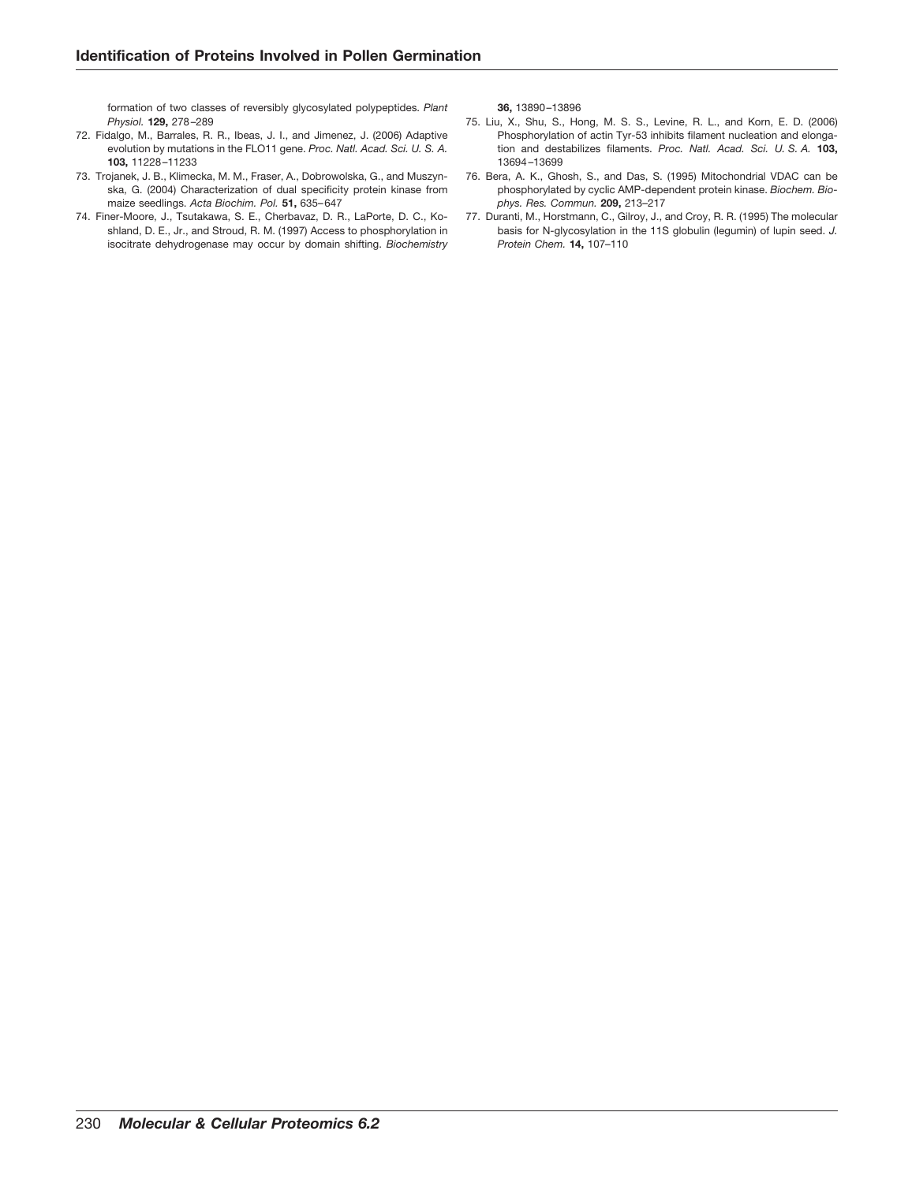formation of two classes of reversibly glycosylated polypeptides. *Plant Physiol.* **129,** 278–289

72. Fidalgo, M., Barrales, R. R., Ibeas, J. I., and Jimenez, J. (2006) Adaptive evolution by mutations in the FLO11 gene. *Proc. Natl. Acad. Sci. U. S. A.* **103,** 11228–11233
73. Trojanek, J. B., Klimecka, M. M., Fraser, A., Dobrowolska, G., and Muszynska, G. (2004) Characterization of dual specificity protein kinase from maize seedlings. *Acta Biochim. Pol.* **51,** 635–647
74. Finer-Moore, J., Tsutakawa, S. E., Cherbavaz, D. R., LaPorte, D. C., Koshland, D. E., Jr., and Stroud, R. M. (1997) Access to phosphorylation in isocitrate dehydrogenase may occur by domain shifting. *Biochemistry* **36,** 13890–13896
75. Liu, X., Shu, S., Hong, M. S. S., Levine, R. L., and Korn, E. D. (2006) Phosphorylation of actin Tyr-53 inhibits filament nucleation and elongation and destabilizes filaments. *Proc. Natl. Acad. Sci. U. S. A.* **103,** 13694–13699
76. Bera, A. K., Ghosh, S., and Das, S. (1995) Mitochondrial VDAC can be phosphorylated by cyclic AMP-dependent protein kinase. *Biochem. Biophys. Res. Commun.* **209,** 213–217
77. Duranti, M., Horstmann, C., Gilroy, J., and Croy, R. R. (1995) The molecular basis for N-glycosylation in the 11S globulin (legumin) of lupin seed. *J. Protein Chem.* **14,** 107–110